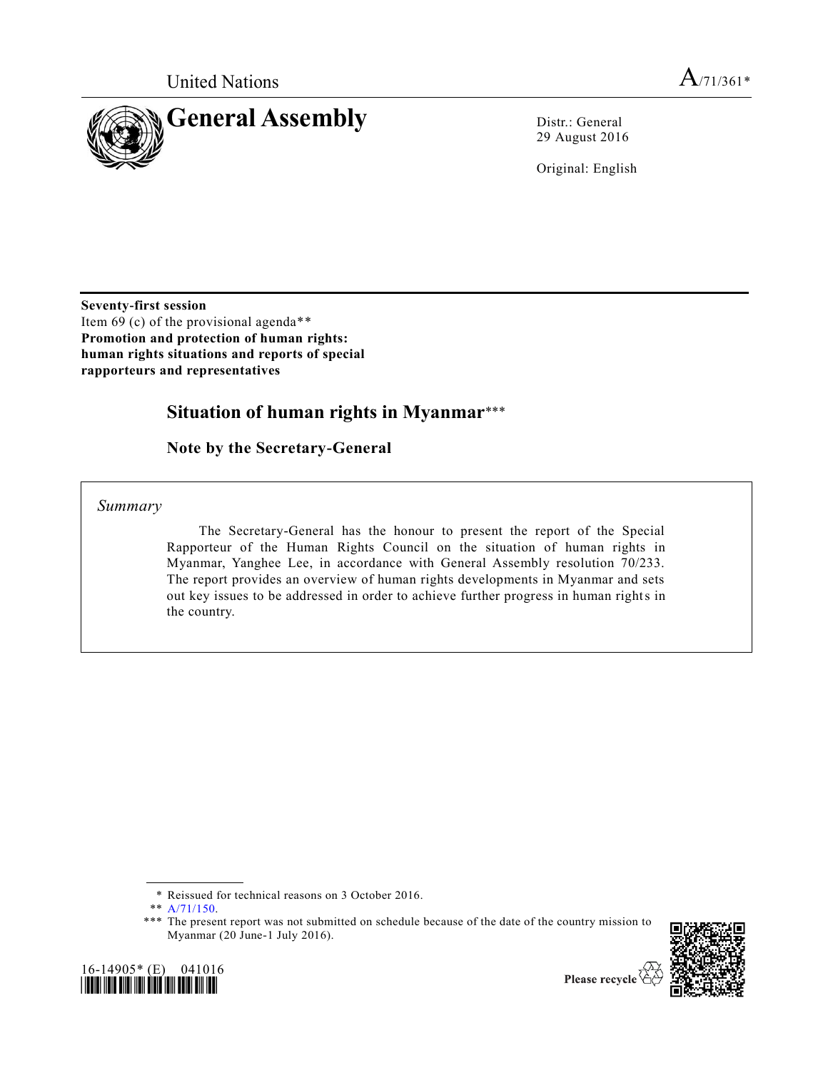United Nations

A/71/361*

# General Assembly

Distr.: General
29 August 2016

Original: English

**Seventy-first session**
Item 69 (c) of the provisional agenda**
**Promotion and protection of human rights: human rights situations and reports of special rapporteurs and representatives**

## Situation of human rights in Myanmar***

### Note by the Secretary-General

*Summary*

The Secretary-General has the honour to present the report of the Special Rapporteur of the Human Rights Council on the situation of human rights in Myanmar, Yanghee Lee, in accordance with General Assembly resolution 70/233. The report provides an overview of human rights developments in Myanmar and sets out key issues to be addressed in order to achieve further progress in human rights in the country.

\* Reissued for technical reasons on 3 October 2016.

** A/71/150.

*** The present report was not submitted on schedule because of the date of the country mission to Myanmar (20 June-1 July 2016).

16-14905* (E) 041016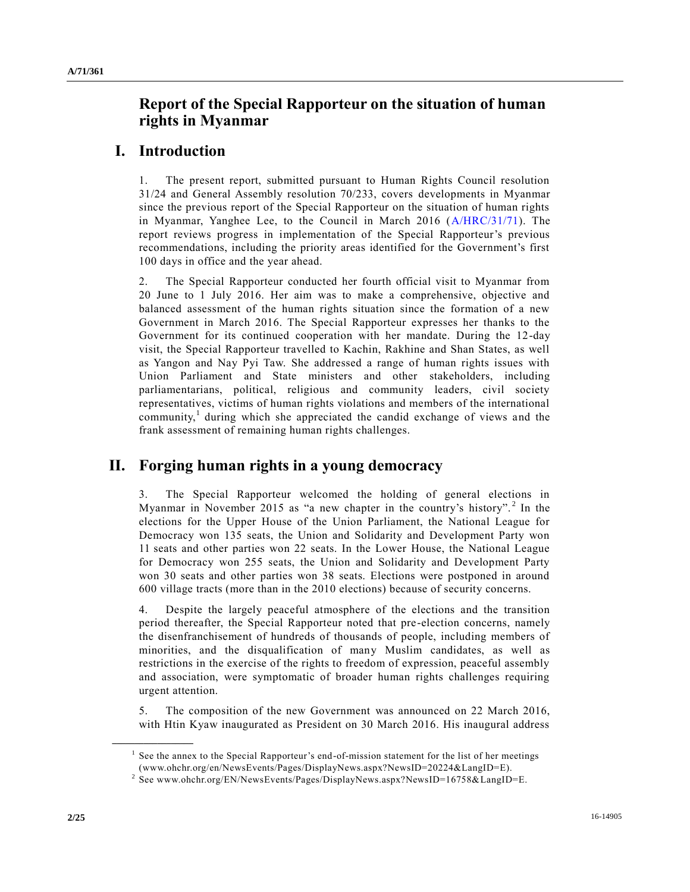# Report of the Special Rapporteur on the situation of human rights in Myanmar

## I. Introduction

1. The present report, submitted pursuant to Human Rights Council resolution 31/24 and General Assembly resolution 70/233, covers developments in Myanmar since the previous report of the Special Rapporteur on the situation of human rights in Myanmar, Yanghee Lee, to the Council in March 2016 (A/HRC/31/71). The report reviews progress in implementation of the Special Rapporteur's previous recommendations, including the priority areas identified for the Government's first 100 days in office and the year ahead.

2. The Special Rapporteur conducted her fourth official visit to Myanmar from 20 June to 1 July 2016. Her aim was to make a comprehensive, objective and balanced assessment of the human rights situation since the formation of a new Government in March 2016. The Special Rapporteur expresses her thanks to the Government for its continued cooperation with her mandate. During the 12-day visit, the Special Rapporteur travelled to Kachin, Rakhine and Shan States, as well as Yangon and Nay Pyi Taw. She addressed a range of human rights issues with Union Parliament and State ministers and other stakeholders, including parliamentarians, political, religious and community leaders, civil society representatives, victims of human rights violations and members of the international community,[1] during which she appreciated the candid exchange of views and the frank assessment of remaining human rights challenges.

## II. Forging human rights in a young democracy

3. The Special Rapporteur welcomed the holding of general elections in Myanmar in November 2015 as "a new chapter in the country's history".[2] In the elections for the Upper House of the Union Parliament, the National League for Democracy won 135 seats, the Union and Solidarity and Development Party won 11 seats and other parties won 22 seats. In the Lower House, the National League for Democracy won 255 seats, the Union and Solidarity and Development Party won 30 seats and other parties won 38 seats. Elections were postponed in around 600 village tracts (more than in the 2010 elections) because of security concerns.

4. Despite the largely peaceful atmosphere of the elections and the transition period thereafter, the Special Rapporteur noted that pre-election concerns, namely the disenfranchisement of hundreds of thousands of people, including members of minorities, and the disqualification of many Muslim candidates, as well as restrictions in the exercise of the rights to freedom of expression, peaceful assembly and association, were symptomatic of broader human rights challenges requiring urgent attention.

5. The composition of the new Government was announced on 22 March 2016, with Htin Kyaw inaugurated as President on 30 March 2016. His inaugural address

---

[1] See the annex to the Special Rapporteur's end-of-mission statement for the list of her meetings (www.ohchr.org/en/NewsEvents/Pages/DisplayNews.aspx?NewsID=20224&LangID=E).

[2] See www.ohchr.org/EN/NewsEvents/Pages/DisplayNews.aspx?NewsID=16758&LangID=E.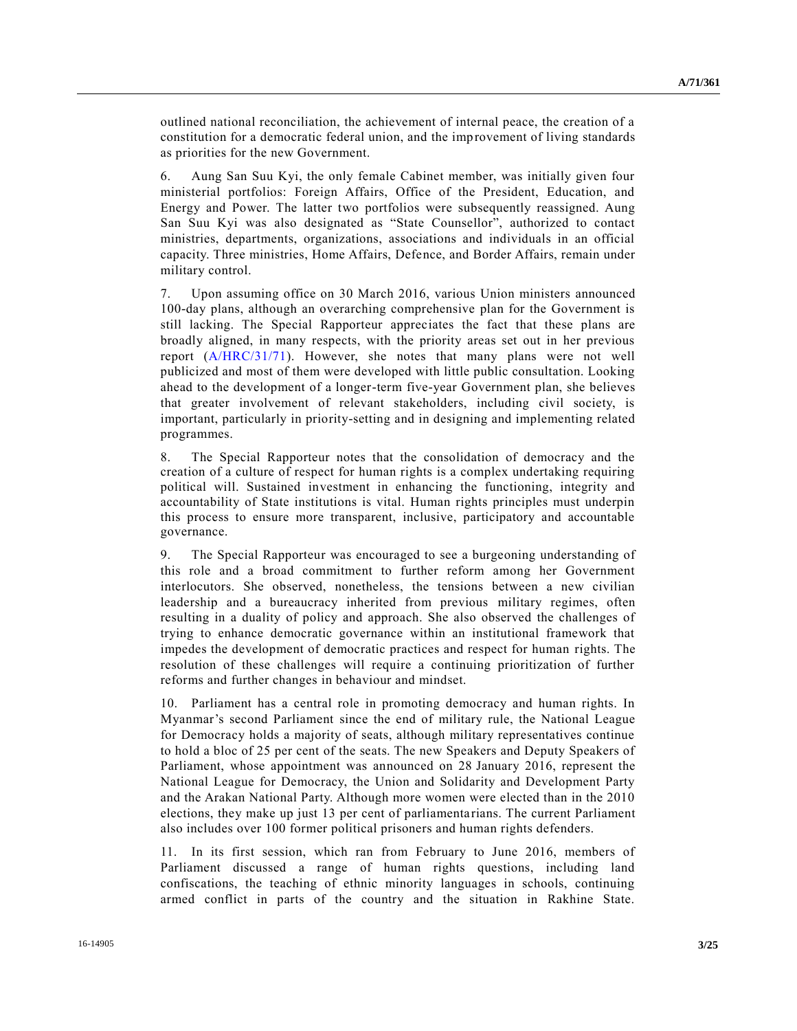outlined national reconciliation, the achievement of internal peace, the creation of a constitution for a democratic federal union, and the improvement of living standards as priorities for the new Government.

6. Aung San Suu Kyi, the only female Cabinet member, was initially given four ministerial portfolios: Foreign Affairs, Office of the President, Education, and Energy and Power. The latter two portfolios were subsequently reassigned. Aung San Suu Kyi was also designated as "State Counsellor", authorized to contact ministries, departments, organizations, associations and individuals in an official capacity. Three ministries, Home Affairs, Defence, and Border Affairs, remain under military control.

7. Upon assuming office on 30 March 2016, various Union ministers announced 100-day plans, although an overarching comprehensive plan for the Government is still lacking. The Special Rapporteur appreciates the fact that these plans are broadly aligned, in many respects, with the priority areas set out in her previous report (A/HRC/31/71). However, she notes that many plans were not well publicized and most of them were developed with little public consultation. Looking ahead to the development of a longer-term five-year Government plan, she believes that greater involvement of relevant stakeholders, including civil society, is important, particularly in priority-setting and in designing and implementing related programmes.

8. The Special Rapporteur notes that the consolidation of democracy and the creation of a culture of respect for human rights is a complex undertaking requiring political will. Sustained investment in enhancing the functioning, integrity and accountability of State institutions is vital. Human rights principles must underpin this process to ensure more transparent, inclusive, participatory and accountable governance.

9. The Special Rapporteur was encouraged to see a burgeoning understanding of this role and a broad commitment to further reform among her Government interlocutors. She observed, nonetheless, the tensions between a new civilian leadership and a bureaucracy inherited from previous military regimes, often resulting in a duality of policy and approach. She also observed the challenges of trying to enhance democratic governance within an institutional framework that impedes the development of democratic practices and respect for human rights. The resolution of these challenges will require a continuing prioritization of further reforms and further changes in behaviour and mindset.

10. Parliament has a central role in promoting democracy and human rights. In Myanmar's second Parliament since the end of military rule, the National League for Democracy holds a majority of seats, although military representatives continue to hold a bloc of 25 per cent of the seats. The new Speakers and Deputy Speakers of Parliament, whose appointment was announced on 28 January 2016, represent the National League for Democracy, the Union and Solidarity and Development Party and the Arakan National Party. Although more women were elected than in the 2010 elections, they make up just 13 per cent of parliamentarians. The current Parliament also includes over 100 former political prisoners and human rights defenders.

11. In its first session, which ran from February to June 2016, members of Parliament discussed a range of human rights questions, including land confiscations, the teaching of ethnic minority languages in schools, continuing armed conflict in parts of the country and the situation in Rakhine State.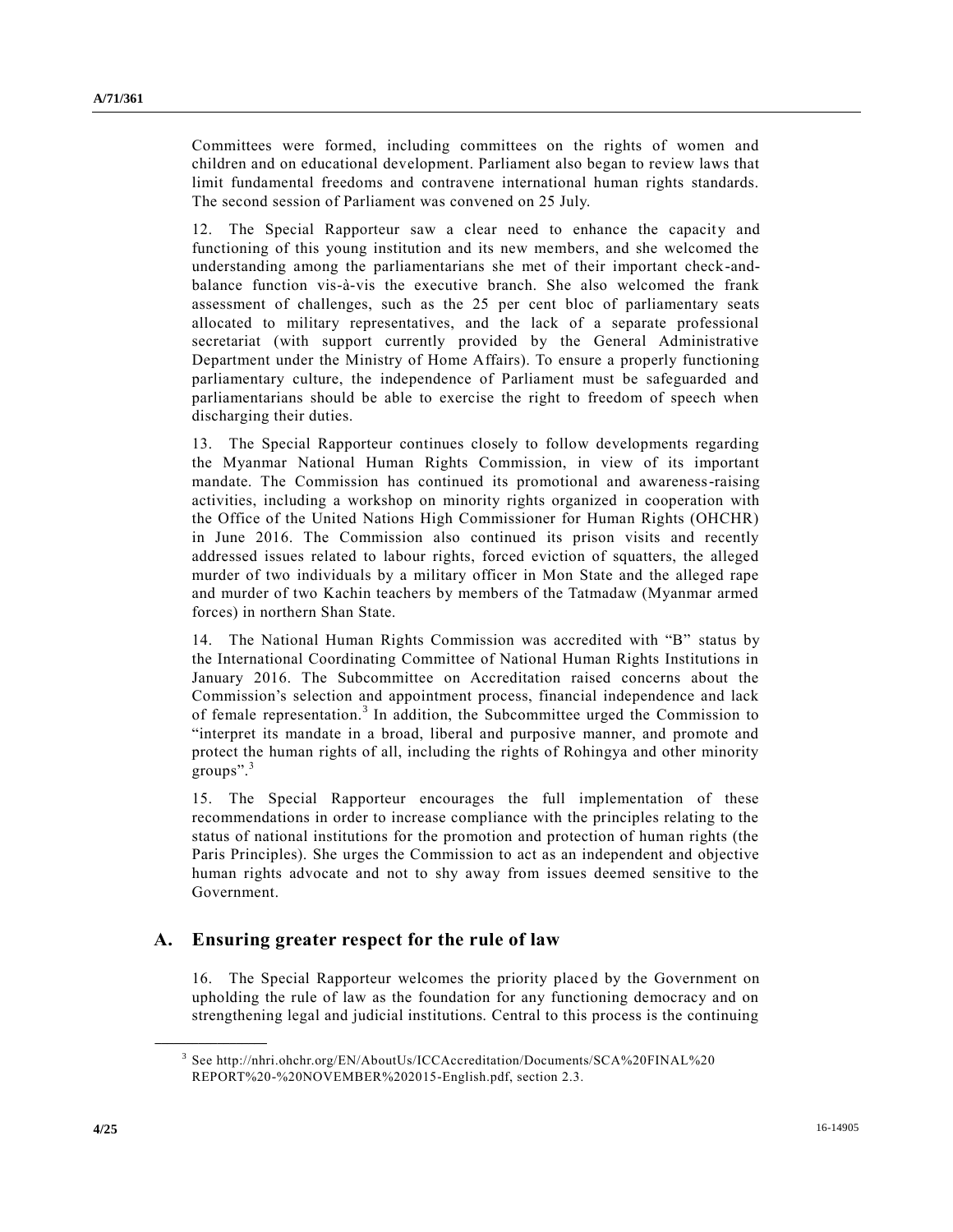Committees were formed, including committees on the rights of women and children and on educational development. Parliament also began to review laws that limit fundamental freedoms and contravene international human rights standards. The second session of Parliament was convened on 25 July.

12. The Special Rapporteur saw a clear need to enhance the capacity and functioning of this young institution and its new members, and she welcomed the understanding among the parliamentarians she met of their important check-and-balance function vis-à-vis the executive branch. She also welcomed the frank assessment of challenges, such as the 25 per cent bloc of parliamentary seats allocated to military representatives, and the lack of a separate professional secretariat (with support currently provided by the General Administrative Department under the Ministry of Home Affairs). To ensure a properly functioning parliamentary culture, the independence of Parliament must be safeguarded and parliamentarians should be able to exercise the right to freedom of speech when discharging their duties.

13. The Special Rapporteur continues closely to follow developments regarding the Myanmar National Human Rights Commission, in view of its important mandate. The Commission has continued its promotional and awareness-raising activities, including a workshop on minority rights organized in cooperation with the Office of the United Nations High Commissioner for Human Rights (OHCHR) in June 2016. The Commission also continued its prison visits and recently addressed issues related to labour rights, forced eviction of squatters, the alleged murder of two individuals by a military officer in Mon State and the alleged rape and murder of two Kachin teachers by members of the Tatmadaw (Myanmar armed forces) in northern Shan State.

14. The National Human Rights Commission was accredited with "B" status by the International Coordinating Committee of National Human Rights Institutions in January 2016. The Subcommittee on Accreditation raised concerns about the Commission's selection and appointment process, financial independence and lack of female representation.[3] In addition, the Subcommittee urged the Commission to "interpret its mandate in a broad, liberal and purposive manner, and promote and protect the human rights of all, including the rights of Rohingya and other minority groups".[3]

15. The Special Rapporteur encourages the full implementation of these recommendations in order to increase compliance with the principles relating to the status of national institutions for the promotion and protection of human rights (the Paris Principles). She urges the Commission to act as an independent and objective human rights advocate and not to shy away from issues deemed sensitive to the Government.

## A. Ensuring greater respect for the rule of law

16. The Special Rapporteur welcomes the priority placed by the Government on upholding the rule of law as the foundation for any functioning democracy and on strengthening legal and judicial institutions. Central to this process is the continuing

[3] See http://nhri.ohchr.org/EN/AboutUs/ICCAccreditation/Documents/SCA%20FINAL%20REPORT%20-%20NOVEMBER%202015-English.pdf, section 2.3.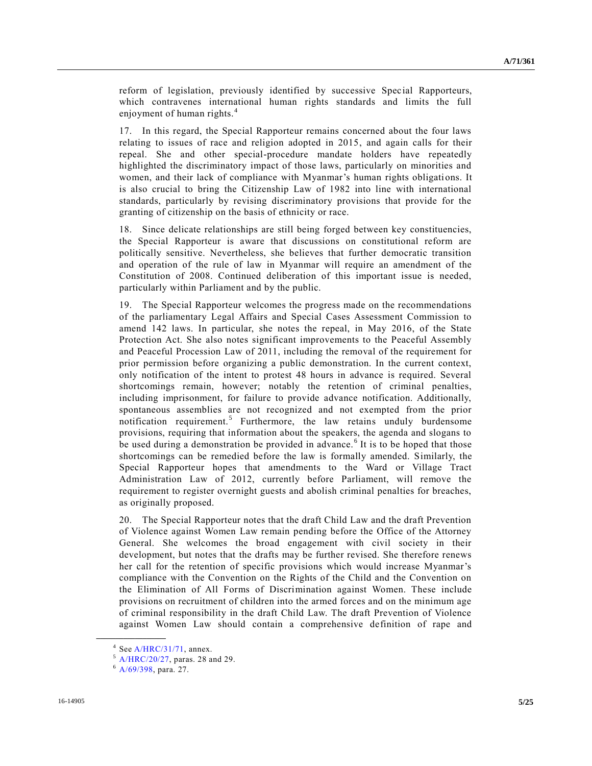reform of legislation, previously identified by successive Special Rapporteurs, which contravenes international human rights standards and limits the full enjoyment of human rights.[4]

17. In this regard, the Special Rapporteur remains concerned about the four laws relating to issues of race and religion adopted in 2015, and again calls for their repeal. She and other special-procedure mandate holders have repeatedly highlighted the discriminatory impact of those laws, particularly on minorities and women, and their lack of compliance with Myanmar's human rights obligations. It is also crucial to bring the Citizenship Law of 1982 into line with international standards, particularly by revising discriminatory provisions that provide for the granting of citizenship on the basis of ethnicity or race.

18. Since delicate relationships are still being forged between key constituencies, the Special Rapporteur is aware that discussions on constitutional reform are politically sensitive. Nevertheless, she believes that further democratic transition and operation of the rule of law in Myanmar will require an amendment of the Constitution of 2008. Continued deliberation of this important issue is needed, particularly within Parliament and by the public.

19. The Special Rapporteur welcomes the progress made on the recommendations of the parliamentary Legal Affairs and Special Cases Assessment Commission to amend 142 laws. In particular, she notes the repeal, in May 2016, of the State Protection Act. She also notes significant improvements to the Peaceful Assembly and Peaceful Procession Law of 2011, including the removal of the requirement for prior permission before organizing a public demonstration. In the current context, only notification of the intent to protest 48 hours in advance is required. Several shortcomings remain, however; notably the retention of criminal penalties, including imprisonment, for failure to provide advance notification. Additionally, spontaneous assemblies are not recognized and not exempted from the prior notification requirement.[5] Furthermore, the law retains unduly burdensome provisions, requiring that information about the speakers, the agenda and slogans to be used during a demonstration be provided in advance.[6] It is to be hoped that those shortcomings can be remedied before the law is formally amended. Similarly, the Special Rapporteur hopes that amendments to the Ward or Village Tract Administration Law of 2012, currently before Parliament, will remove the requirement to register overnight guests and abolish criminal penalties for breaches, as originally proposed.

20. The Special Rapporteur notes that the draft Child Law and the draft Prevention of Violence against Women Law remain pending before the Office of the Attorney General. She welcomes the broad engagement with civil society in their development, but notes that the drafts may be further revised. She therefore renews her call for the retention of specific provisions which would increase Myanmar's compliance with the Convention on the Rights of the Child and the Convention on the Elimination of All Forms of Discrimination against Women. These include provisions on recruitment of children into the armed forces and on the minimum age of criminal responsibility in the draft Child Law. The draft Prevention of Violence against Women Law should contain a comprehensive definition of rape and

---

[4] See A/HRC/31/71, annex.

[5] A/HRC/20/27, paras. 28 and 29.

[6] A/69/398, para. 27.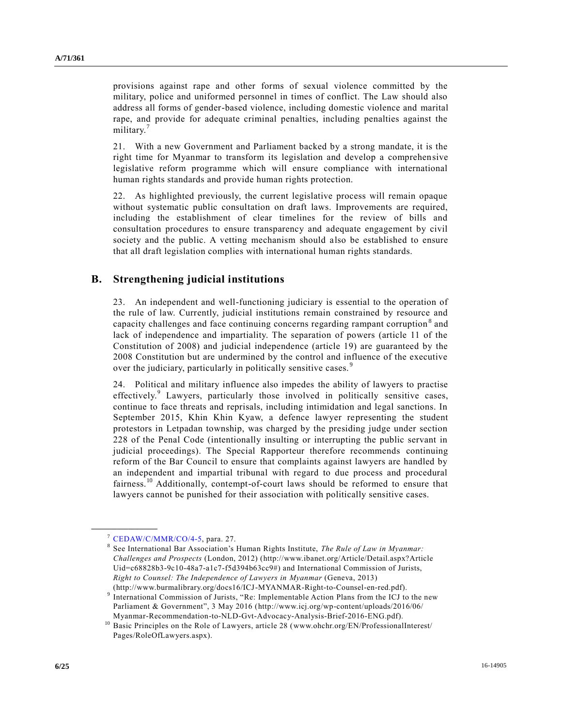provisions against rape and other forms of sexual violence committed by the military, police and uniformed personnel in times of conflict. The Law should also address all forms of gender-based violence, including domestic violence and marital rape, and provide for adequate criminal penalties, including penalties against the military.[7]

21. With a new Government and Parliament backed by a strong mandate, it is the right time for Myanmar to transform its legislation and develop a comprehensive legislative reform programme which will ensure compliance with international human rights standards and provide human rights protection.

22. As highlighted previously, the current legislative process will remain opaque without systematic public consultation on draft laws. Improvements are required, including the establishment of clear timelines for the review of bills and consultation procedures to ensure transparency and adequate engagement by civil society and the public. A vetting mechanism should also be established to ensure that all draft legislation complies with international human rights standards.

## B. Strengthening judicial institutions

23. An independent and well-functioning judiciary is essential to the operation of the rule of law. Currently, judicial institutions remain constrained by resource and capacity challenges and face continuing concerns regarding rampant corruption[8] and lack of independence and impartiality. The separation of powers (article 11 of the Constitution of 2008) and judicial independence (article 19) are guaranteed by the 2008 Constitution but are undermined by the control and influence of the executive over the judiciary, particularly in politically sensitive cases.[9]

24. Political and military influence also impedes the ability of lawyers to practise effectively.[9] Lawyers, particularly those involved in politically sensitive cases, continue to face threats and reprisals, including intimidation and legal sanctions. In September 2015, Khin Khin Kyaw, a defence lawyer representing the student protestors in Letpadan township, was charged by the presiding judge under section 228 of the Penal Code (intentionally insulting or interrupting the public servant in judicial proceedings). The Special Rapporteur therefore recommends continuing reform of the Bar Council to ensure that complaints against lawyers are handled by an independent and impartial tribunal with regard to due process and procedural fairness.[10] Additionally, contempt-of-court laws should be reformed to ensure that lawyers cannot be punished for their association with politically sensitive cases.

---

[7] CEDAW/C/MMR/CO/4-5, para. 27.

[8] See International Bar Association's Human Rights Institute, *The Rule of Law in Myanmar: Challenges and Prospects* (London, 2012) (http://www.ibanet.org/Article/Detail.aspx?ArticleUid=c68828b3-9c10-48a7-a1c7-f5d394b63cc9#) and International Commission of Jurists, *Right to Counsel: The Independence of Lawyers in Myanmar* (Geneva, 2013) (http://www.burmalibrary.org/docs16/ICJ-MYANMAR-Right-to-Counsel-en-red.pdf).

[9] International Commission of Jurists, "Re: Implementable Action Plans from the ICJ to the new Parliament & Government", 3 May 2016 (http://www.icj.org/wp-content/uploads/2016/06/Myanmar-Recommendation-to-NLD-Gvt-Advocacy-Analysis-Brief-2016-ENG.pdf).

[10] Basic Principles on the Role of Lawyers, article 28 (www.ohchr.org/EN/ProfessionalInterest/Pages/RoleOfLawyers.aspx).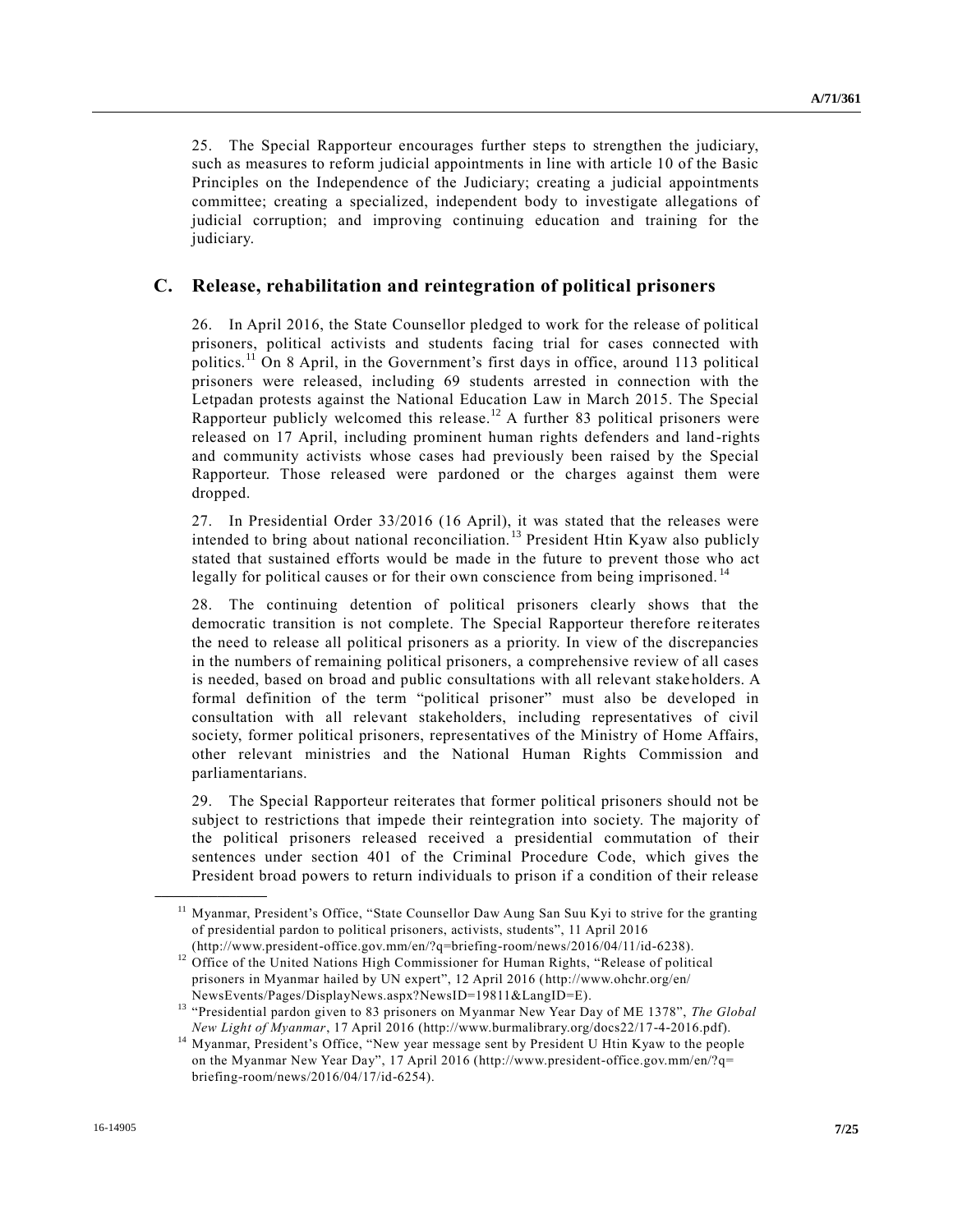25. The Special Rapporteur encourages further steps to strengthen the judiciary, such as measures to reform judicial appointments in line with article 10 of the Basic Principles on the Independence of the Judiciary; creating a judicial appointments committee; creating a specialized, independent body to investigate allegations of judicial corruption; and improving continuing education and training for the judiciary.

## C. Release, rehabilitation and reintegration of political prisoners

26. In April 2016, the State Counsellor pledged to work for the release of political prisoners, political activists and students facing trial for cases connected with politics.[11] On 8 April, in the Government's first days in office, around 113 political prisoners were released, including 69 students arrested in connection with the Letpadan protests against the National Education Law in March 2015. The Special Rapporteur publicly welcomed this release.[12] A further 83 political prisoners were released on 17 April, including prominent human rights defenders and land-rights and community activists whose cases had previously been raised by the Special Rapporteur. Those released were pardoned or the charges against them were dropped.

27. In Presidential Order 33/2016 (16 April), it was stated that the releases were intended to bring about national reconciliation.[13] President Htin Kyaw also publicly stated that sustained efforts would be made in the future to prevent those who act legally for political causes or for their own conscience from being imprisoned.[14]

28. The continuing detention of political prisoners clearly shows that the democratic transition is not complete. The Special Rapporteur therefore reiterates the need to release all political prisoners as a priority. In view of the discrepancies in the numbers of remaining political prisoners, a comprehensive review of all cases is needed, based on broad and public consultations with all relevant stakeholders. A formal definition of the term "political prisoner" must also be developed in consultation with all relevant stakeholders, including representatives of civil society, former political prisoners, representatives of the Ministry of Home Affairs, other relevant ministries and the National Human Rights Commission and parliamentarians.

29. The Special Rapporteur reiterates that former political prisoners should not be subject to restrictions that impede their reintegration into society. The majority of the political prisoners released received a presidential commutation of their sentences under section 401 of the Criminal Procedure Code, which gives the President broad powers to return individuals to prison if a condition of their release

---

[11] Myanmar, President's Office, "State Counsellor Daw Aung San Suu Kyi to strive for the granting of presidential pardon to political prisoners, activists, students", 11 April 2016 (http://www.president-office.gov.mm/en/?q=briefing-room/news/2016/04/11/id-6238).

[12] Office of the United Nations High Commissioner for Human Rights, "Release of political prisoners in Myanmar hailed by UN expert", 12 April 2016 (http://www.ohchr.org/en/NewsEvents/Pages/DisplayNews.aspx?NewsID=19811&LangID=E).

[13] "Presidential pardon given to 83 prisoners on Myanmar New Year Day of ME 1378", *The Global New Light of Myanmar*, 17 April 2016 (http://www.burmalibrary.org/docs22/17-4-2016.pdf).

[14] Myanmar, President's Office, "New year message sent by President U Htin Kyaw to the people on the Myanmar New Year Day", 17 April 2016 (http://www.president-office.gov.mm/en/?q=briefing-room/news/2016/04/17/id-6254).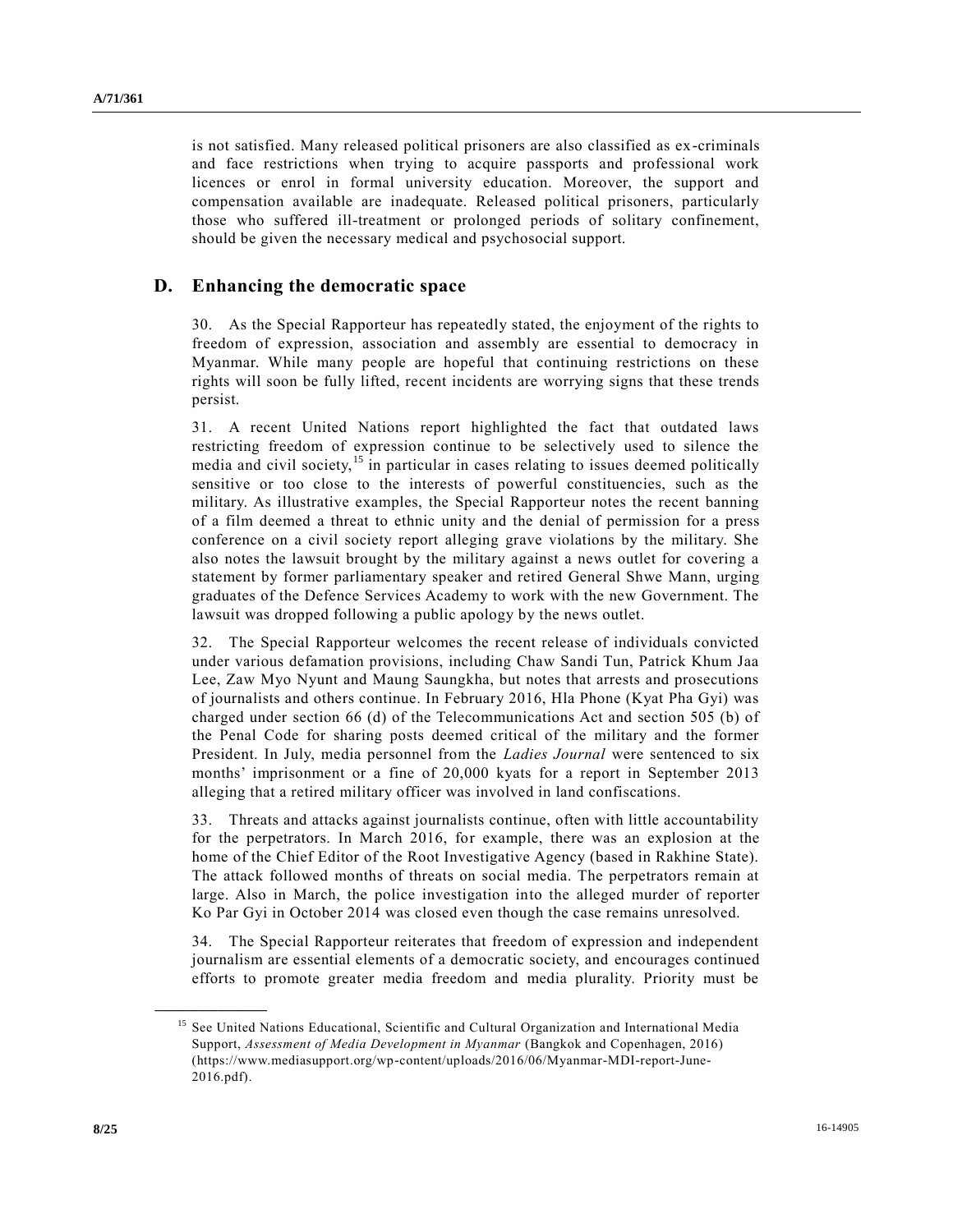is not satisfied. Many released political prisoners are also classified as ex-criminals and face restrictions when trying to acquire passports and professional work licences or enrol in formal university education. Moreover, the support and compensation available are inadequate. Released political prisoners, particularly those who suffered ill-treatment or prolonged periods of solitary confinement, should be given the necessary medical and psychosocial support.

## D. Enhancing the democratic space

30. As the Special Rapporteur has repeatedly stated, the enjoyment of the rights to freedom of expression, association and assembly are essential to democracy in Myanmar. While many people are hopeful that continuing restrictions on these rights will soon be fully lifted, recent incidents are worrying signs that these trends persist.

31. A recent United Nations report highlighted the fact that outdated laws restricting freedom of expression continue to be selectively used to silence the media and civil society,[15] in particular in cases relating to issues deemed politically sensitive or too close to the interests of powerful constituencies, such as the military. As illustrative examples, the Special Rapporteur notes the recent banning of a film deemed a threat to ethnic unity and the denial of permission for a press conference on a civil society report alleging grave violations by the military. She also notes the lawsuit brought by the military against a news outlet for covering a statement by former parliamentary speaker and retired General Shwe Mann, urging graduates of the Defence Services Academy to work with the new Government. The lawsuit was dropped following a public apology by the news outlet.

32. The Special Rapporteur welcomes the recent release of individuals convicted under various defamation provisions, including Chaw Sandi Tun, Patrick Khum Jaa Lee, Zaw Myo Nyunt and Maung Saungkha, but notes that arrests and prosecutions of journalists and others continue. In February 2016, Hla Phone (Kyat Pha Gyi) was charged under section 66 (d) of the Telecommunications Act and section 505 (b) of the Penal Code for sharing posts deemed critical of the military and the former President. In July, media personnel from the *Ladies Journal* were sentenced to six months' imprisonment or a fine of 20,000 kyats for a report in September 2013 alleging that a retired military officer was involved in land confiscations.

33. Threats and attacks against journalists continue, often with little accountability for the perpetrators. In March 2016, for example, there was an explosion at the home of the Chief Editor of the Root Investigative Agency (based in Rakhine State). The attack followed months of threats on social media. The perpetrators remain at large. Also in March, the police investigation into the alleged murder of reporter Ko Par Gyi in October 2014 was closed even though the case remains unresolved.

34. The Special Rapporteur reiterates that freedom of expression and independent journalism are essential elements of a democratic society, and encourages continued efforts to promote greater media freedom and media plurality. Priority must be

---

[15] See United Nations Educational, Scientific and Cultural Organization and International Media Support, *Assessment of Media Development in Myanmar* (Bangkok and Copenhagen, 2016) (https://www.mediasupport.org/wp-content/uploads/2016/06/Myanmar-MDI-report-June-2016.pdf).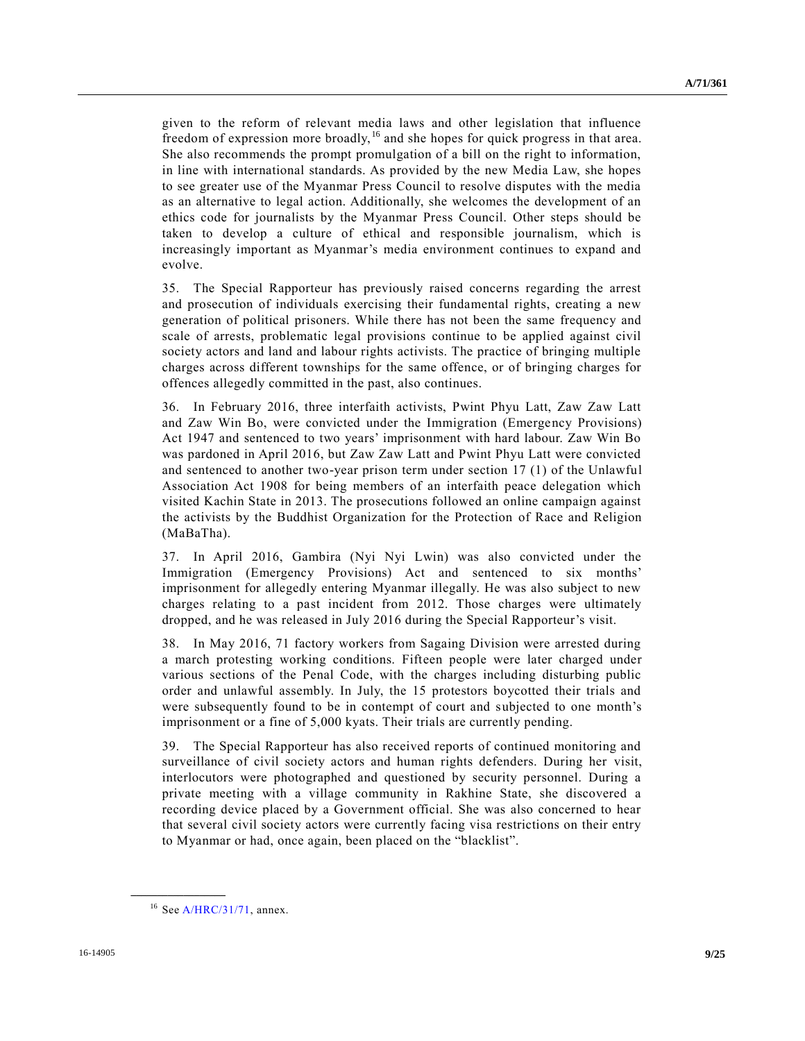given to the reform of relevant media laws and other legislation that influence freedom of expression more broadly,[16] and she hopes for quick progress in that area. She also recommends the prompt promulgation of a bill on the right to information, in line with international standards. As provided by the new Media Law, she hopes to see greater use of the Myanmar Press Council to resolve disputes with the media as an alternative to legal action. Additionally, she welcomes the development of an ethics code for journalists by the Myanmar Press Council. Other steps should be taken to develop a culture of ethical and responsible journalism, which is increasingly important as Myanmar's media environment continues to expand and evolve.

35. The Special Rapporteur has previously raised concerns regarding the arrest and prosecution of individuals exercising their fundamental rights, creating a new generation of political prisoners. While there has not been the same frequency and scale of arrests, problematic legal provisions continue to be applied against civil society actors and land and labour rights activists. The practice of bringing multiple charges across different townships for the same offence, or of bringing charges for offences allegedly committed in the past, also continues.

36. In February 2016, three interfaith activists, Pwint Phyu Latt, Zaw Zaw Latt and Zaw Win Bo, were convicted under the Immigration (Emergency Provisions) Act 1947 and sentenced to two years' imprisonment with hard labour. Zaw Win Bo was pardoned in April 2016, but Zaw Zaw Latt and Pwint Phyu Latt were convicted and sentenced to another two-year prison term under section 17 (1) of the Unlawful Association Act 1908 for being members of an interfaith peace delegation which visited Kachin State in 2013. The prosecutions followed an online campaign against the activists by the Buddhist Organization for the Protection of Race and Religion (MaBaTha).

37. In April 2016, Gambira (Nyi Nyi Lwin) was also convicted under the Immigration (Emergency Provisions) Act and sentenced to six months' imprisonment for allegedly entering Myanmar illegally. He was also subject to new charges relating to a past incident from 2012. Those charges were ultimately dropped, and he was released in July 2016 during the Special Rapporteur's visit.

38. In May 2016, 71 factory workers from Sagaing Division were arrested during a march protesting working conditions. Fifteen people were later charged under various sections of the Penal Code, with the charges including disturbing public order and unlawful assembly. In July, the 15 protestors boycotted their trials and were subsequently found to be in contempt of court and subjected to one month's imprisonment or a fine of 5,000 kyats. Their trials are currently pending.

39. The Special Rapporteur has also received reports of continued monitoring and surveillance of civil society actors and human rights defenders. During her visit, interlocutors were photographed and questioned by security personnel. During a private meeting with a village community in Rakhine State, she discovered a recording device placed by a Government official. She was also concerned to hear that several civil society actors were currently facing visa restrictions on their entry to Myanmar or had, once again, been placed on the "blacklist".

---

[16] See A/HRC/31/71, annex.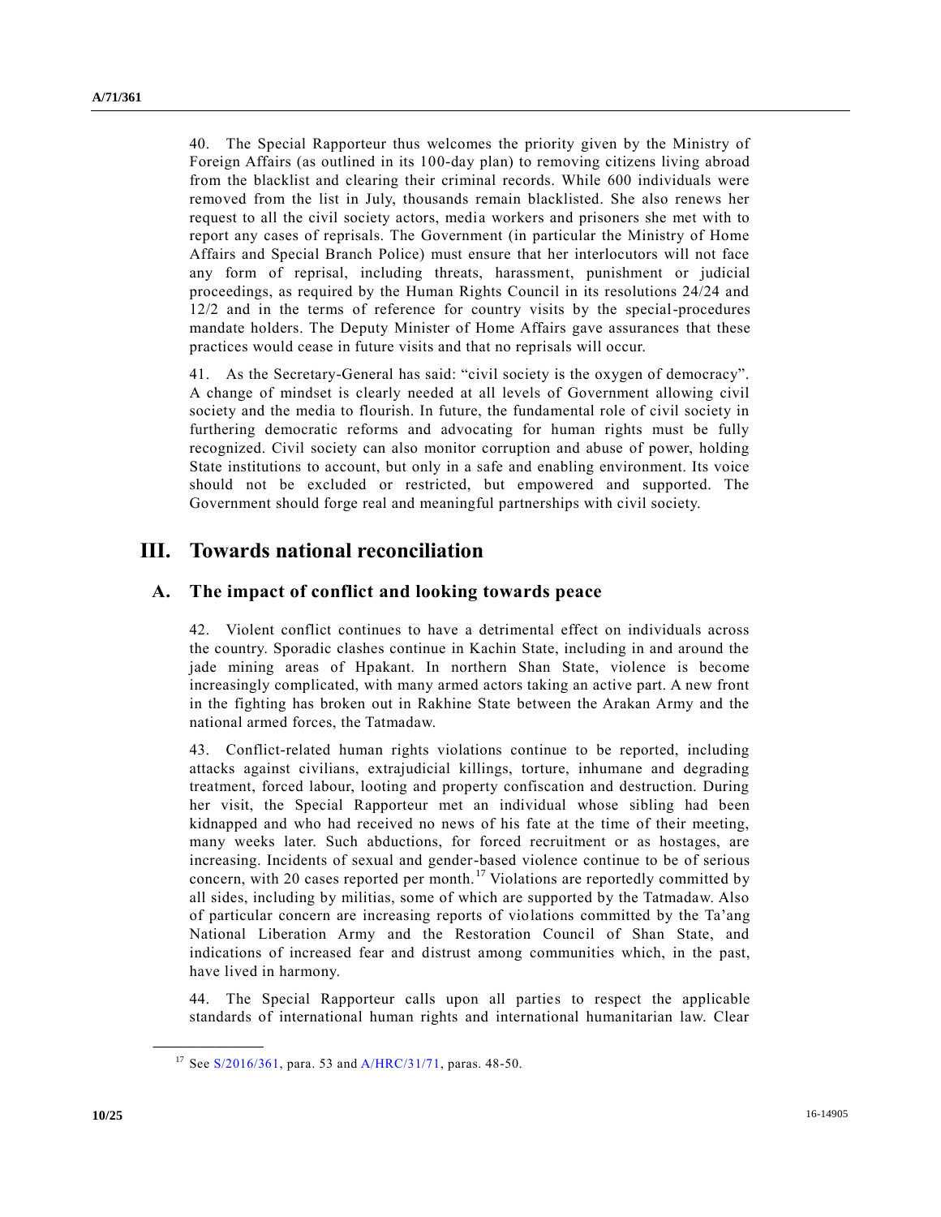40. The Special Rapporteur thus welcomes the priority given by the Ministry of Foreign Affairs (as outlined in its 100-day plan) to removing citizens living abroad from the blacklist and clearing their criminal records. While 600 individuals were removed from the list in July, thousands remain blacklisted. She also renews her request to all the civil society actors, media workers and prisoners she met with to report any cases of reprisals. The Government (in particular the Ministry of Home Affairs and Special Branch Police) must ensure that her interlocutors will not face any form of reprisal, including threats, harassment, punishment or judicial proceedings, as required by the Human Rights Council in its resolutions 24/24 and 12/2 and in the terms of reference for country visits by the special-procedures mandate holders. The Deputy Minister of Home Affairs gave assurances that these practices would cease in future visits and that no reprisals will occur.

41. As the Secretary-General has said: "civil society is the oxygen of democracy". A change of mindset is clearly needed at all levels of Government allowing civil society and the media to flourish. In future, the fundamental role of civil society in furthering democratic reforms and advocating for human rights must be fully recognized. Civil society can also monitor corruption and abuse of power, holding State institutions to account, but only in a safe and enabling environment. Its voice should not be excluded or restricted, but empowered and supported. The Government should forge real and meaningful partnerships with civil society.

# III. Towards national reconciliation

## A. The impact of conflict and looking towards peace

42. Violent conflict continues to have a detrimental effect on individuals across the country. Sporadic clashes continue in Kachin State, including in and around the jade mining areas of Hpakant. In northern Shan State, violence is become increasingly complicated, with many armed actors taking an active part. A new front in the fighting has broken out in Rakhine State between the Arakan Army and the national armed forces, the Tatmadaw.

43. Conflict-related human rights violations continue to be reported, including attacks against civilians, extrajudicial killings, torture, inhumane and degrading treatment, forced labour, looting and property confiscation and destruction. During her visit, the Special Rapporteur met an individual whose sibling had been kidnapped and who had received no news of his fate at the time of their meeting, many weeks later. Such abductions, for forced recruitment or as hostages, are increasing. Incidents of sexual and gender-based violence continue to be of serious concern, with 20 cases reported per month.[17] Violations are reportedly committed by all sides, including by militias, some of which are supported by the Tatmadaw. Also of particular concern are increasing reports of violations committed by the Ta'ang National Liberation Army and the Restoration Council of Shan State, and indications of increased fear and distrust among communities which, in the past, have lived in harmony.

44. The Special Rapporteur calls upon all parties to respect the applicable standards of international human rights and international humanitarian law. Clear

---

[17] See S/2016/361, para. 53 and A/HRC/31/71, paras. 48-50.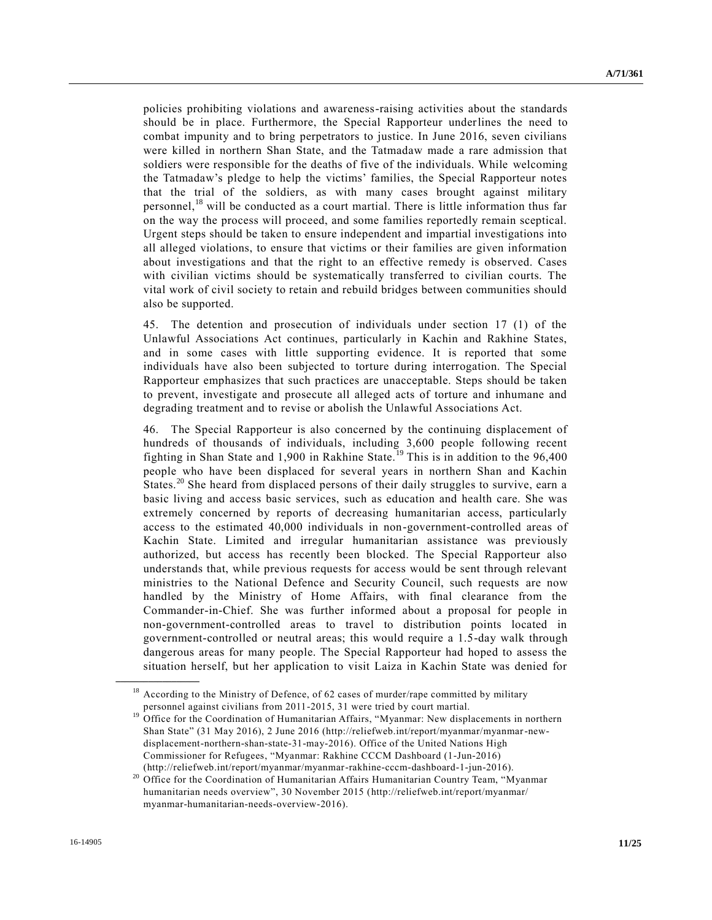policies prohibiting violations and awareness-raising activities about the standards should be in place. Furthermore, the Special Rapporteur underlines the need to combat impunity and to bring perpetrators to justice. In June 2016, seven civilians were killed in northern Shan State, and the Tatmadaw made a rare admission that soldiers were responsible for the deaths of five of the individuals. While welcoming the Tatmadaw's pledge to help the victims' families, the Special Rapporteur notes that the trial of the soldiers, as with many cases brought against military personnel,[18] will be conducted as a court martial. There is little information thus far on the way the process will proceed, and some families reportedly remain sceptical. Urgent steps should be taken to ensure independent and impartial investigations into all alleged violations, to ensure that victims or their families are given information about investigations and that the right to an effective remedy is observed. Cases with civilian victims should be systematically transferred to civilian courts. The vital work of civil society to retain and rebuild bridges between communities should also be supported.

45. The detention and prosecution of individuals under section 17 (1) of the Unlawful Associations Act continues, particularly in Kachin and Rakhine States, and in some cases with little supporting evidence. It is reported that some individuals have also been subjected to torture during interrogation. The Special Rapporteur emphasizes that such practices are unacceptable. Steps should be taken to prevent, investigate and prosecute all alleged acts of torture and inhumane and degrading treatment and to revise or abolish the Unlawful Associations Act.

46. The Special Rapporteur is also concerned by the continuing displacement of hundreds of thousands of individuals, including 3,600 people following recent fighting in Shan State and 1,900 in Rakhine State.[19] This is in addition to the 96,400 people who have been displaced for several years in northern Shan and Kachin States.[20] She heard from displaced persons of their daily struggles to survive, earn a basic living and access basic services, such as education and health care. She was extremely concerned by reports of decreasing humanitarian access, particularly access to the estimated 40,000 individuals in non-government-controlled areas of Kachin State. Limited and irregular humanitarian assistance was previously authorized, but access has recently been blocked. The Special Rapporteur also understands that, while previous requests for access would be sent through relevant ministries to the National Defence and Security Council, such requests are now handled by the Ministry of Home Affairs, with final clearance from the Commander-in-Chief. She was further informed about a proposal for people in non-government-controlled areas to travel to distribution points located in government-controlled or neutral areas; this would require a 1.5-day walk through dangerous areas for many people. The Special Rapporteur had hoped to assess the situation herself, but her application to visit Laiza in Kachin State was denied for

---

[18] According to the Ministry of Defence, of 62 cases of murder/rape committed by military personnel against civilians from 2011-2015, 31 were tried by court martial.

[19] Office for the Coordination of Humanitarian Affairs, "Myanmar: New displacements in northern Shan State" (31 May 2016), 2 June 2016 (http://reliefweb.int/report/myanmar/myanmar-new-displacement-northern-shan-state-31-may-2016). Office of the United Nations High Commissioner for Refugees, "Myanmar: Rakhine CCCM Dashboard (1-Jun-2016) (http://reliefweb.int/report/myanmar/myanmar-rakhine-cccm-dashboard-1-jun-2016).

[20] Office for the Coordination of Humanitarian Affairs Humanitarian Country Team, "Myanmar humanitarian needs overview", 30 November 2015 (http://reliefweb.int/report/myanmar/myanmar-humanitarian-needs-overview-2016).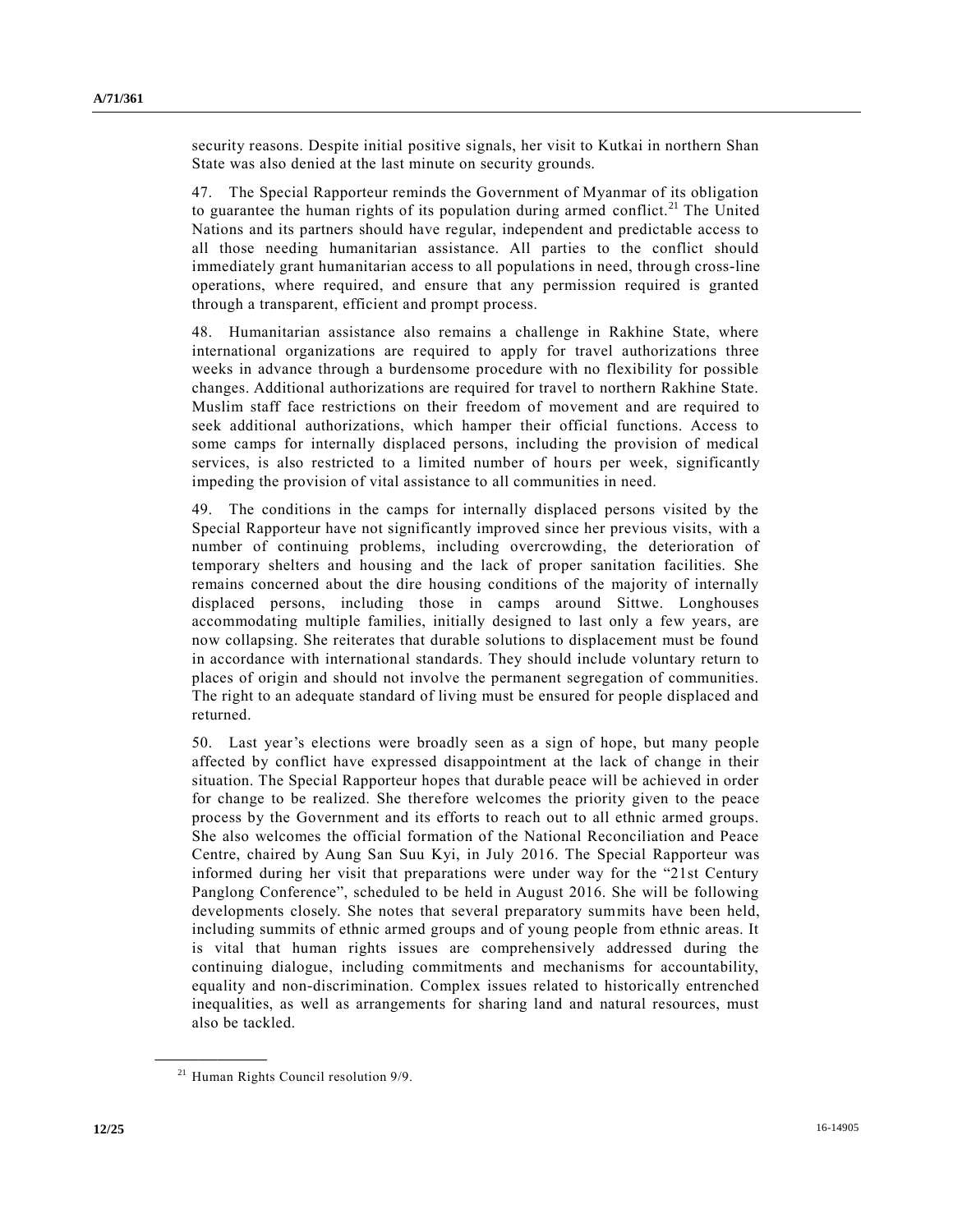security reasons. Despite initial positive signals, her visit to Kutkai in northern Shan State was also denied at the last minute on security grounds.

47. The Special Rapporteur reminds the Government of Myanmar of its obligation to guarantee the human rights of its population during armed conflict.[21] The United Nations and its partners should have regular, independent and predictable access to all those needing humanitarian assistance. All parties to the conflict should immediately grant humanitarian access to all populations in need, through cross-line operations, where required, and ensure that any permission required is granted through a transparent, efficient and prompt process.

48. Humanitarian assistance also remains a challenge in Rakhine State, where international organizations are required to apply for travel authorizations three weeks in advance through a burdensome procedure with no flexibility for possible changes. Additional authorizations are required for travel to northern Rakhine State. Muslim staff face restrictions on their freedom of movement and are required to seek additional authorizations, which hamper their official functions. Access to some camps for internally displaced persons, including the provision of medical services, is also restricted to a limited number of hours per week, significantly impeding the provision of vital assistance to all communities in need.

49. The conditions in the camps for internally displaced persons visited by the Special Rapporteur have not significantly improved since her previous visits, with a number of continuing problems, including overcrowding, the deterioration of temporary shelters and housing and the lack of proper sanitation facilities. She remains concerned about the dire housing conditions of the majority of internally displaced persons, including those in camps around Sittwe. Longhouses accommodating multiple families, initially designed to last only a few years, are now collapsing. She reiterates that durable solutions to displacement must be found in accordance with international standards. They should include voluntary return to places of origin and should not involve the permanent segregation of communities. The right to an adequate standard of living must be ensured for people displaced and returned.

50. Last year's elections were broadly seen as a sign of hope, but many people affected by conflict have expressed disappointment at the lack of change in their situation. The Special Rapporteur hopes that durable peace will be achieved in order for change to be realized. She therefore welcomes the priority given to the peace process by the Government and its efforts to reach out to all ethnic armed groups. She also welcomes the official formation of the National Reconciliation and Peace Centre, chaired by Aung San Suu Kyi, in July 2016. The Special Rapporteur was informed during her visit that preparations were under way for the "21st Century Panglong Conference", scheduled to be held in August 2016. She will be following developments closely. She notes that several preparatory summits have been held, including summits of ethnic armed groups and of young people from ethnic areas. It is vital that human rights issues are comprehensively addressed during the continuing dialogue, including commitments and mechanisms for accountability, equality and non-discrimination. Complex issues related to historically entrenched inequalities, as well as arrangements for sharing land and natural resources, must also be tackled.

[21] Human Rights Council resolution 9/9.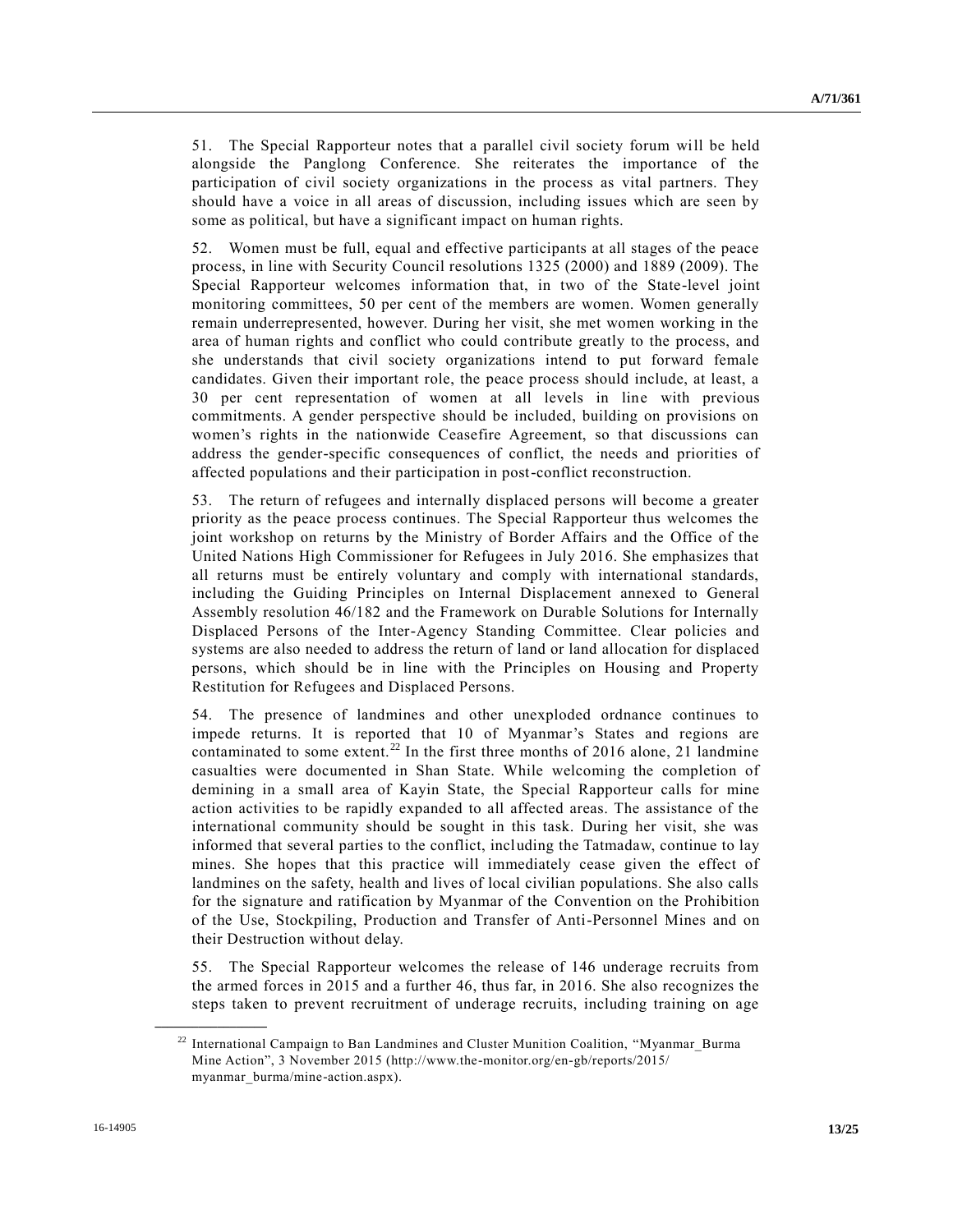51. The Special Rapporteur notes that a parallel civil society forum will be held alongside the Panglong Conference. She reiterates the importance of the participation of civil society organizations in the process as vital partners. They should have a voice in all areas of discussion, including issues which are seen by some as political, but have a significant impact on human rights.

52. Women must be full, equal and effective participants at all stages of the peace process, in line with Security Council resolutions 1325 (2000) and 1889 (2009). The Special Rapporteur welcomes information that, in two of the State-level joint monitoring committees, 50 per cent of the members are women. Women generally remain underrepresented, however. During her visit, she met women working in the area of human rights and conflict who could contribute greatly to the process, and she understands that civil society organizations intend to put forward female candidates. Given their important role, the peace process should include, at least, a 30 per cent representation of women at all levels in line with previous commitments. A gender perspective should be included, building on provisions on women's rights in the nationwide Ceasefire Agreement, so that discussions can address the gender-specific consequences of conflict, the needs and priorities of affected populations and their participation in post-conflict reconstruction.

53. The return of refugees and internally displaced persons will become a greater priority as the peace process continues. The Special Rapporteur thus welcomes the joint workshop on returns by the Ministry of Border Affairs and the Office of the United Nations High Commissioner for Refugees in July 2016. She emphasizes that all returns must be entirely voluntary and comply with international standards, including the Guiding Principles on Internal Displacement annexed to General Assembly resolution 46/182 and the Framework on Durable Solutions for Internally Displaced Persons of the Inter-Agency Standing Committee. Clear policies and systems are also needed to address the return of land or land allocation for displaced persons, which should be in line with the Principles on Housing and Property Restitution for Refugees and Displaced Persons.

54. The presence of landmines and other unexploded ordnance continues to impede returns. It is reported that 10 of Myanmar's States and regions are contaminated to some extent.[22] In the first three months of 2016 alone, 21 landmine casualties were documented in Shan State. While welcoming the completion of demining in a small area of Kayin State, the Special Rapporteur calls for mine action activities to be rapidly expanded to all affected areas. The assistance of the international community should be sought in this task. During her visit, she was informed that several parties to the conflict, including the Tatmadaw, continue to lay mines. She hopes that this practice will immediately cease given the effect of landmines on the safety, health and lives of local civilian populations. She also calls for the signature and ratification by Myanmar of the Convention on the Prohibition of the Use, Stockpiling, Production and Transfer of Anti-Personnel Mines and on their Destruction without delay.

55. The Special Rapporteur welcomes the release of 146 underage recruits from the armed forces in 2015 and a further 46, thus far, in 2016. She also recognizes the steps taken to prevent recruitment of underage recruits, including training on age

---

[22] International Campaign to Ban Landmines and Cluster Munition Coalition, "Myanmar_Burma Mine Action", 3 November 2015 (http://www.the-monitor.org/en-gb/reports/2015/myanmar_burma/mine-action.aspx).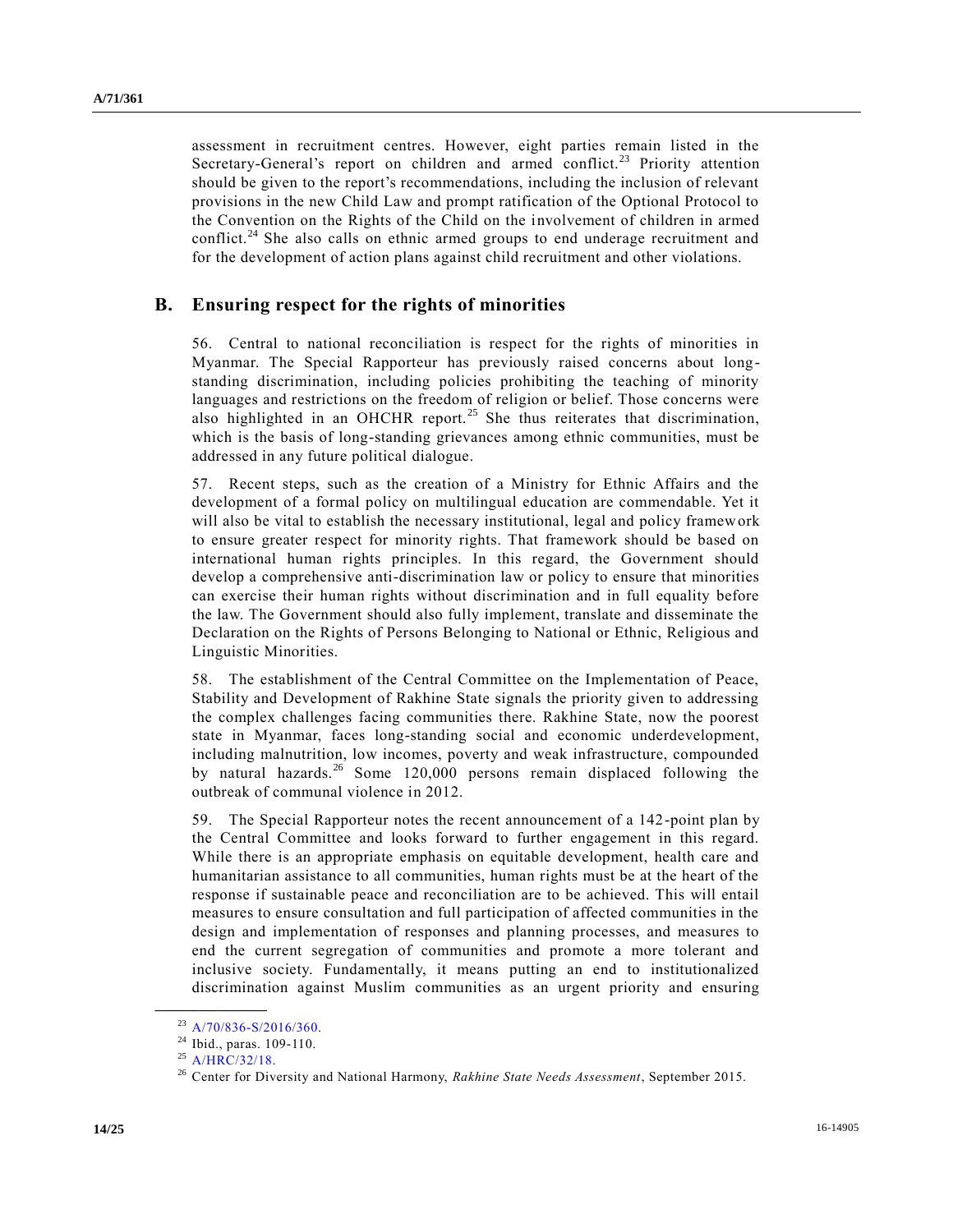assessment in recruitment centres. However, eight parties remain listed in the Secretary-General's report on children and armed conflict.[23] Priority attention should be given to the report's recommendations, including the inclusion of relevant provisions in the new Child Law and prompt ratification of the Optional Protocol to the Convention on the Rights of the Child on the involvement of children in armed conflict.[24] She also calls on ethnic armed groups to end underage recruitment and for the development of action plans against child recruitment and other violations.

## B. Ensuring respect for the rights of minorities

56. Central to national reconciliation is respect for the rights of minorities in Myanmar. The Special Rapporteur has previously raised concerns about long-standing discrimination, including policies prohibiting the teaching of minority languages and restrictions on the freedom of religion or belief. Those concerns were also highlighted in an OHCHR report.[25] She thus reiterates that discrimination, which is the basis of long-standing grievances among ethnic communities, must be addressed in any future political dialogue.

57. Recent steps, such as the creation of a Ministry for Ethnic Affairs and the development of a formal policy on multilingual education are commendable. Yet it will also be vital to establish the necessary institutional, legal and policy framework to ensure greater respect for minority rights. That framework should be based on international human rights principles. In this regard, the Government should develop a comprehensive anti-discrimination law or policy to ensure that minorities can exercise their human rights without discrimination and in full equality before the law. The Government should also fully implement, translate and disseminate the Declaration on the Rights of Persons Belonging to National or Ethnic, Religious and Linguistic Minorities.

58. The establishment of the Central Committee on the Implementation of Peace, Stability and Development of Rakhine State signals the priority given to addressing the complex challenges facing communities there. Rakhine State, now the poorest state in Myanmar, faces long-standing social and economic underdevelopment, including malnutrition, low incomes, poverty and weak infrastructure, compounded by natural hazards.[26] Some 120,000 persons remain displaced following the outbreak of communal violence in 2012.

59. The Special Rapporteur notes the recent announcement of a 142-point plan by the Central Committee and looks forward to further engagement in this regard. While there is an appropriate emphasis on equitable development, health care and humanitarian assistance to all communities, human rights must be at the heart of the response if sustainable peace and reconciliation are to be achieved. This will entail measures to ensure consultation and full participation of affected communities in the design and implementation of responses and planning processes, and measures to end the current segregation of communities and promote a more tolerant and inclusive society. Fundamentally, it means putting an end to institutionalized discrimination against Muslim communities as an urgent priority and ensuring

---

[23] A/70/836-S/2016/360.

[24] Ibid., paras. 109-110.

[25] A/HRC/32/18.

[26] Center for Diversity and National Harmony, *Rakhine State Needs Assessment*, September 2015.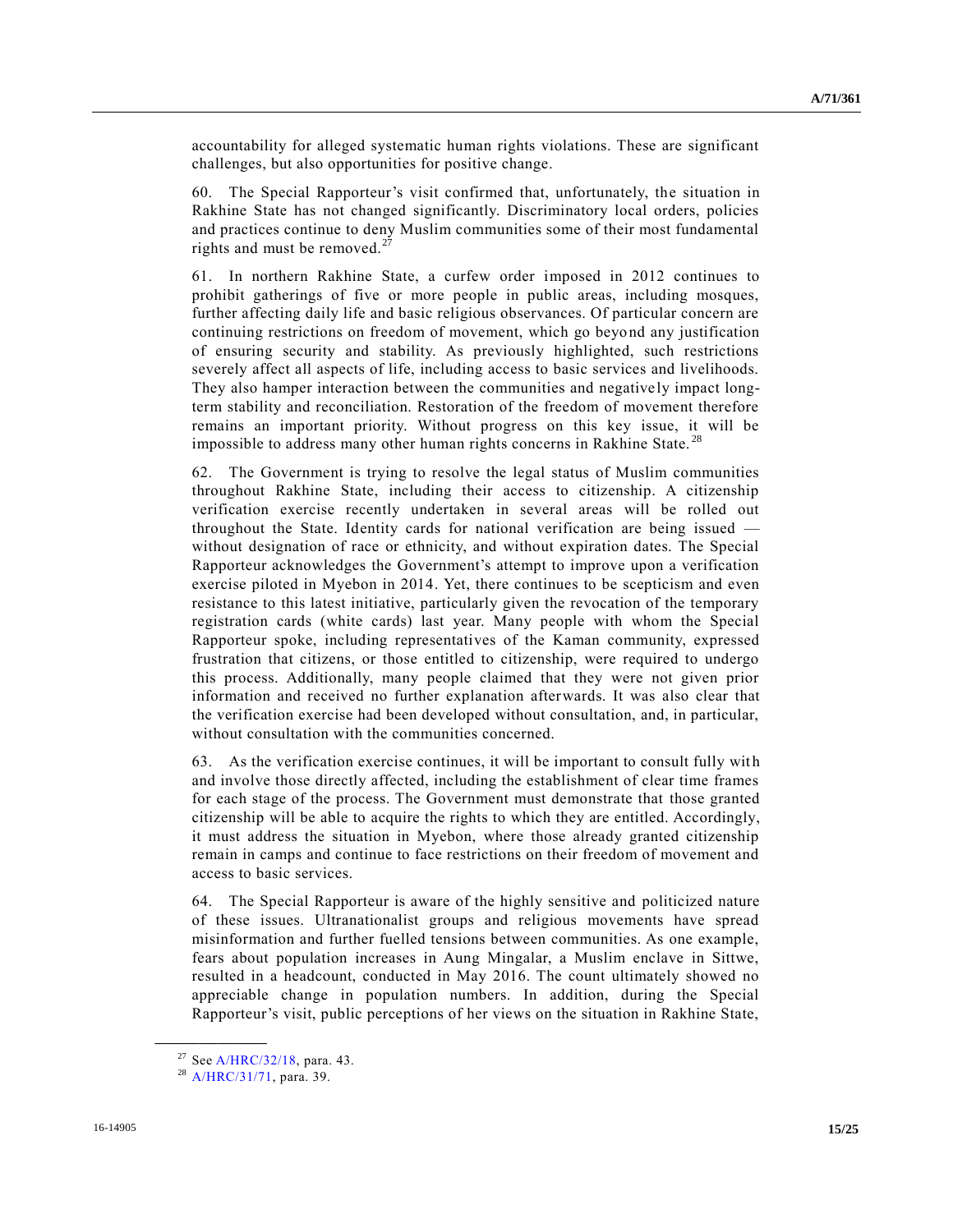accountability for alleged systematic human rights violations. These are significant challenges, but also opportunities for positive change.

60. The Special Rapporteur's visit confirmed that, unfortunately, the situation in Rakhine State has not changed significantly. Discriminatory local orders, policies and practices continue to deny Muslim communities some of their most fundamental rights and must be removed.[27]

61. In northern Rakhine State, a curfew order imposed in 2012 continues to prohibit gatherings of five or more people in public areas, including mosques, further affecting daily life and basic religious observances. Of particular concern are continuing restrictions on freedom of movement, which go beyond any justification of ensuring security and stability. As previously highlighted, such restrictions severely affect all aspects of life, including access to basic services and livelihoods. They also hamper interaction between the communities and negatively impact long-term stability and reconciliation. Restoration of the freedom of movement therefore remains an important priority. Without progress on this key issue, it will be impossible to address many other human rights concerns in Rakhine State.[28]

62. The Government is trying to resolve the legal status of Muslim communities throughout Rakhine State, including their access to citizenship. A citizenship verification exercise recently undertaken in several areas will be rolled out throughout the State. Identity cards for national verification are being issued — without designation of race or ethnicity, and without expiration dates. The Special Rapporteur acknowledges the Government's attempt to improve upon a verification exercise piloted in Myebon in 2014. Yet, there continues to be scepticism and even resistance to this latest initiative, particularly given the revocation of the temporary registration cards (white cards) last year. Many people with whom the Special Rapporteur spoke, including representatives of the Kaman community, expressed frustration that citizens, or those entitled to citizenship, were required to undergo this process. Additionally, many people claimed that they were not given prior information and received no further explanation afterwards. It was also clear that the verification exercise had been developed without consultation, and, in particular, without consultation with the communities concerned.

63. As the verification exercise continues, it will be important to consult fully with and involve those directly affected, including the establishment of clear time frames for each stage of the process. The Government must demonstrate that those granted citizenship will be able to acquire the rights to which they are entitled. Accordingly, it must address the situation in Myebon, where those already granted citizenship remain in camps and continue to face restrictions on their freedom of movement and access to basic services.

64. The Special Rapporteur is aware of the highly sensitive and politicized nature of these issues. Ultranationalist groups and religious movements have spread misinformation and further fuelled tensions between communities. As one example, fears about population increases in Aung Mingalar, a Muslim enclave in Sittwe, resulted in a headcount, conducted in May 2016. The count ultimately showed no appreciable change in population numbers. In addition, during the Special Rapporteur's visit, public perceptions of her views on the situation in Rakhine State,

---

[27] See A/HRC/32/18, para. 43.

[28] A/HRC/31/71, para. 39.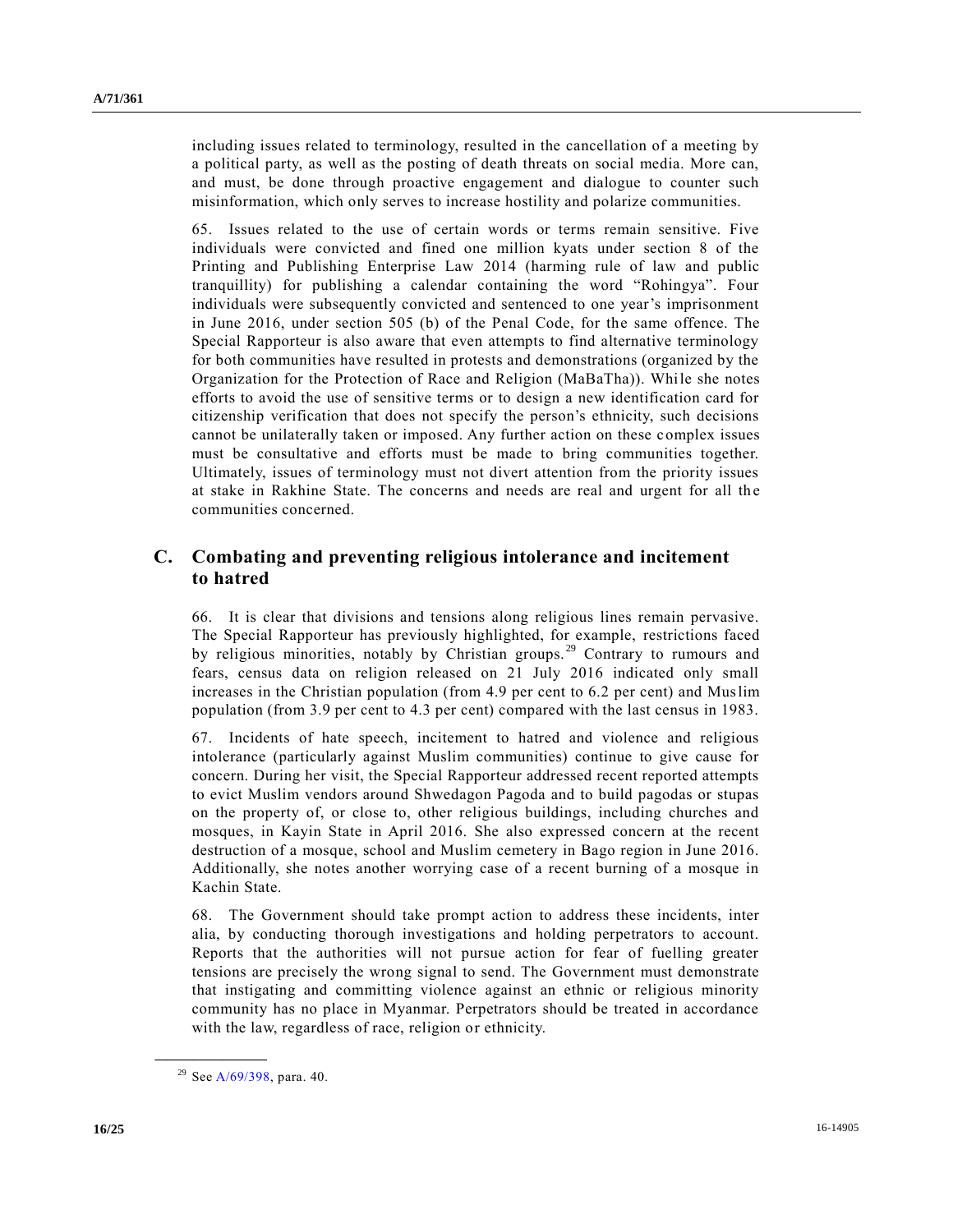including issues related to terminology, resulted in the cancellation of a meeting by a political party, as well as the posting of death threats on social media. More can, and must, be done through proactive engagement and dialogue to counter such misinformation, which only serves to increase hostility and polarize communities.

65. Issues related to the use of certain words or terms remain sensitive. Five individuals were convicted and fined one million kyats under section 8 of the Printing and Publishing Enterprise Law 2014 (harming rule of law and public tranquillity) for publishing a calendar containing the word "Rohingya". Four individuals were subsequently convicted and sentenced to one year's imprisonment in June 2016, under section 505 (b) of the Penal Code, for the same offence. The Special Rapporteur is also aware that even attempts to find alternative terminology for both communities have resulted in protests and demonstrations (organized by the Organization for the Protection of Race and Religion (MaBaTha)). While she notes efforts to avoid the use of sensitive terms or to design a new identification card for citizenship verification that does not specify the person's ethnicity, such decisions cannot be unilaterally taken or imposed. Any further action on these complex issues must be consultative and efforts must be made to bring communities together. Ultimately, issues of terminology must not divert attention from the priority issues at stake in Rakhine State. The concerns and needs are real and urgent for all the communities concerned.

## C. Combating and preventing religious intolerance and incitement to hatred

66. It is clear that divisions and tensions along religious lines remain pervasive. The Special Rapporteur has previously highlighted, for example, restrictions faced by religious minorities, notably by Christian groups.[29] Contrary to rumours and fears, census data on religion released on 21 July 2016 indicated only small increases in the Christian population (from 4.9 per cent to 6.2 per cent) and Muslim population (from 3.9 per cent to 4.3 per cent) compared with the last census in 1983.

67. Incidents of hate speech, incitement to hatred and violence and religious intolerance (particularly against Muslim communities) continue to give cause for concern. During her visit, the Special Rapporteur addressed recent reported attempts to evict Muslim vendors around Shwedagon Pagoda and to build pagodas or stupas on the property of, or close to, other religious buildings, including churches and mosques, in Kayin State in April 2016. She also expressed concern at the recent destruction of a mosque, school and Muslim cemetery in Bago region in June 2016. Additionally, she notes another worrying case of a recent burning of a mosque in Kachin State.

68. The Government should take prompt action to address these incidents, inter alia, by conducting thorough investigations and holding perpetrators to account. Reports that the authorities will not pursue action for fear of fuelling greater tensions are precisely the wrong signal to send. The Government must demonstrate that instigating and committing violence against an ethnic or religious minority community has no place in Myanmar. Perpetrators should be treated in accordance with the law, regardless of race, religion or ethnicity.

---

[29] See A/69/398, para. 40.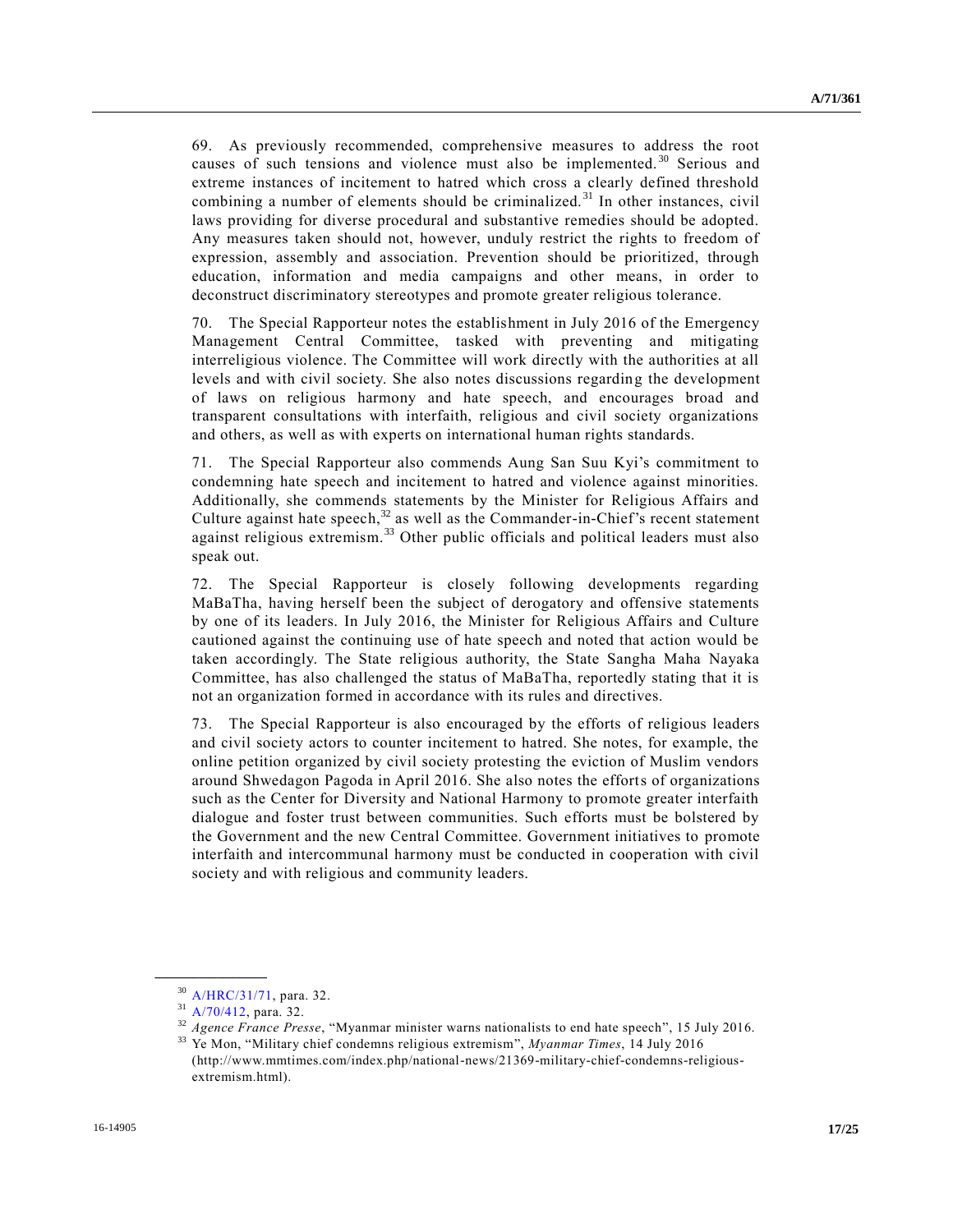69. As previously recommended, comprehensive measures to address the root causes of such tensions and violence must also be implemented.[30] Serious and extreme instances of incitement to hatred which cross a clearly defined threshold combining a number of elements should be criminalized.[31] In other instances, civil laws providing for diverse procedural and substantive remedies should be adopted. Any measures taken should not, however, unduly restrict the rights to freedom of expression, assembly and association. Prevention should be prioritized, through education, information and media campaigns and other means, in order to deconstruct discriminatory stereotypes and promote greater religious tolerance.

70. The Special Rapporteur notes the establishment in July 2016 of the Emergency Management Central Committee, tasked with preventing and mitigating interreligious violence. The Committee will work directly with the authorities at all levels and with civil society. She also notes discussions regarding the development of laws on religious harmony and hate speech, and encourages broad and transparent consultations with interfaith, religious and civil society organizations and others, as well as with experts on international human rights standards.

71. The Special Rapporteur also commends Aung San Suu Kyi's commitment to condemning hate speech and incitement to hatred and violence against minorities. Additionally, she commends statements by the Minister for Religious Affairs and Culture against hate speech,[32] as well as the Commander-in-Chief's recent statement against religious extremism.[33] Other public officials and political leaders must also speak out.

72. The Special Rapporteur is closely following developments regarding MaBaTha, having herself been the subject of derogatory and offensive statements by one of its leaders. In July 2016, the Minister for Religious Affairs and Culture cautioned against the continuing use of hate speech and noted that action would be taken accordingly. The State religious authority, the State Sangha Maha Nayaka Committee, has also challenged the status of MaBaTha, reportedly stating that it is not an organization formed in accordance with its rules and directives.

73. The Special Rapporteur is also encouraged by the efforts of religious leaders and civil society actors to counter incitement to hatred. She notes, for example, the online petition organized by civil society protesting the eviction of Muslim vendors around Shwedagon Pagoda in April 2016. She also notes the efforts of organizations such as the Center for Diversity and National Harmony to promote greater interfaith dialogue and foster trust between communities. Such efforts must be bolstered by the Government and the new Central Committee. Government initiatives to promote interfaith and intercommunal harmony must be conducted in cooperation with civil society and with religious and community leaders.

---

[30] A/HRC/31/71, para. 32.

[31] A/70/412, para. 32.

[32] *Agence France Presse*, "Myanmar minister warns nationalists to end hate speech", 15 July 2016.

[33] Ye Mon, "Military chief condemns religious extremism", *Myanmar Times*, 14 July 2016 (http://www.mmtimes.com/index.php/national-news/21369-military-chief-condemns-religious-extremism.html).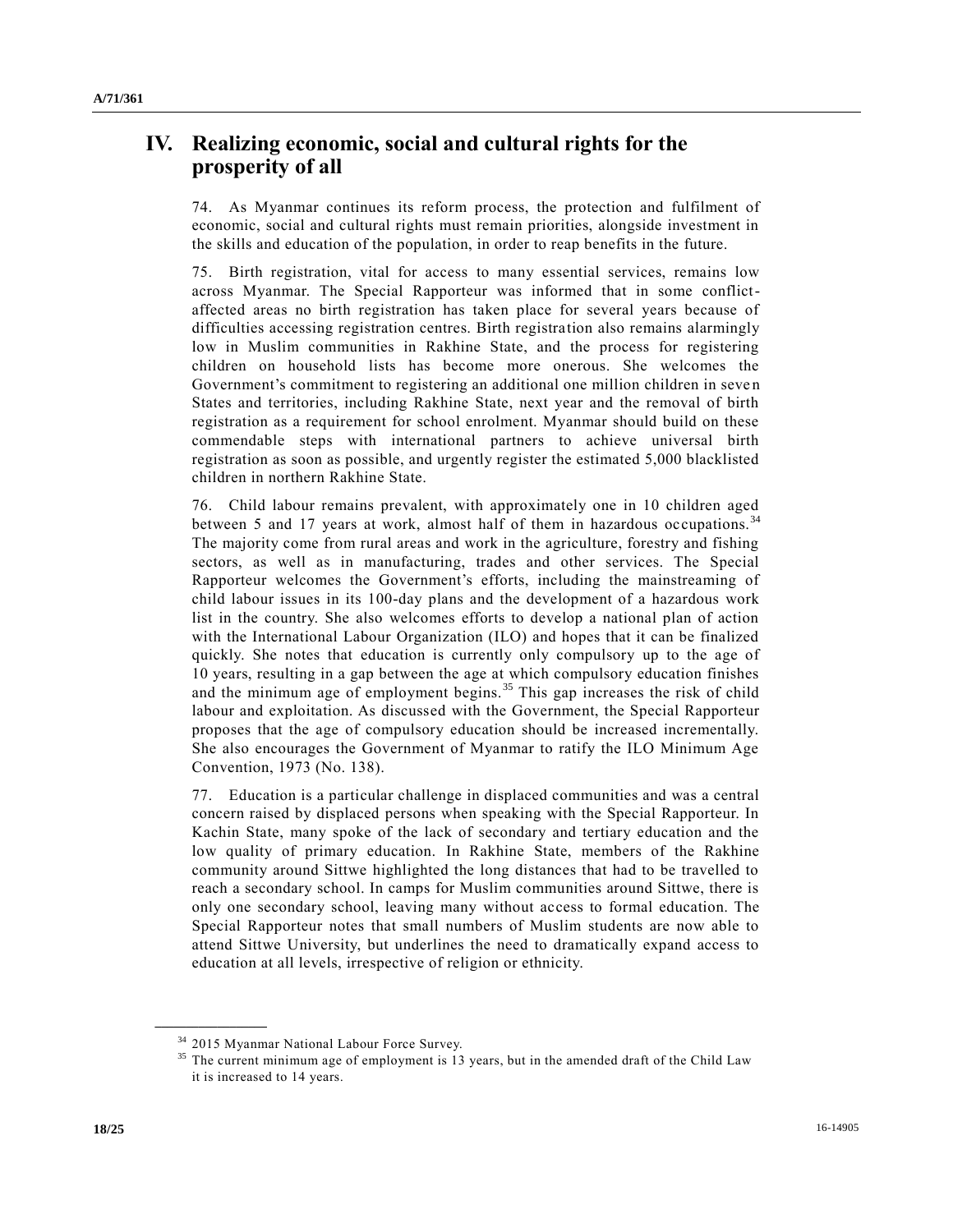# IV. Realizing economic, social and cultural rights for the prosperity of all

74. As Myanmar continues its reform process, the protection and fulfilment of economic, social and cultural rights must remain priorities, alongside investment in the skills and education of the population, in order to reap benefits in the future.

75. Birth registration, vital for access to many essential services, remains low across Myanmar. The Special Rapporteur was informed that in some conflict-affected areas no birth registration has taken place for several years because of difficulties accessing registration centres. Birth registration also remains alarmingly low in Muslim communities in Rakhine State, and the process for registering children on household lists has become more onerous. She welcomes the Government's commitment to registering an additional one million children in seven States and territories, including Rakhine State, next year and the removal of birth registration as a requirement for school enrolment. Myanmar should build on these commendable steps with international partners to achieve universal birth registration as soon as possible, and urgently register the estimated 5,000 blacklisted children in northern Rakhine State.

76. Child labour remains prevalent, with approximately one in 10 children aged between 5 and 17 years at work, almost half of them in hazardous occupations.[34] The majority come from rural areas and work in the agriculture, forestry and fishing sectors, as well as in manufacturing, trades and other services. The Special Rapporteur welcomes the Government's efforts, including the mainstreaming of child labour issues in its 100-day plans and the development of a hazardous work list in the country. She also welcomes efforts to develop a national plan of action with the International Labour Organization (ILO) and hopes that it can be finalized quickly. She notes that education is currently only compulsory up to the age of 10 years, resulting in a gap between the age at which compulsory education finishes and the minimum age of employment begins.[35] This gap increases the risk of child labour and exploitation. As discussed with the Government, the Special Rapporteur proposes that the age of compulsory education should be increased incrementally. She also encourages the Government of Myanmar to ratify the ILO Minimum Age Convention, 1973 (No. 138).

77. Education is a particular challenge in displaced communities and was a central concern raised by displaced persons when speaking with the Special Rapporteur. In Kachin State, many spoke of the lack of secondary and tertiary education and the low quality of primary education. In Rakhine State, members of the Rakhine community around Sittwe highlighted the long distances that had to be travelled to reach a secondary school. In camps for Muslim communities around Sittwe, there is only one secondary school, leaving many without access to formal education. The Special Rapporteur notes that small numbers of Muslim students are now able to attend Sittwe University, but underlines the need to dramatically expand access to education at all levels, irrespective of religion or ethnicity.

---

[34] 2015 Myanmar National Labour Force Survey.

[35] The current minimum age of employment is 13 years, but in the amended draft of the Child Law it is increased to 14 years.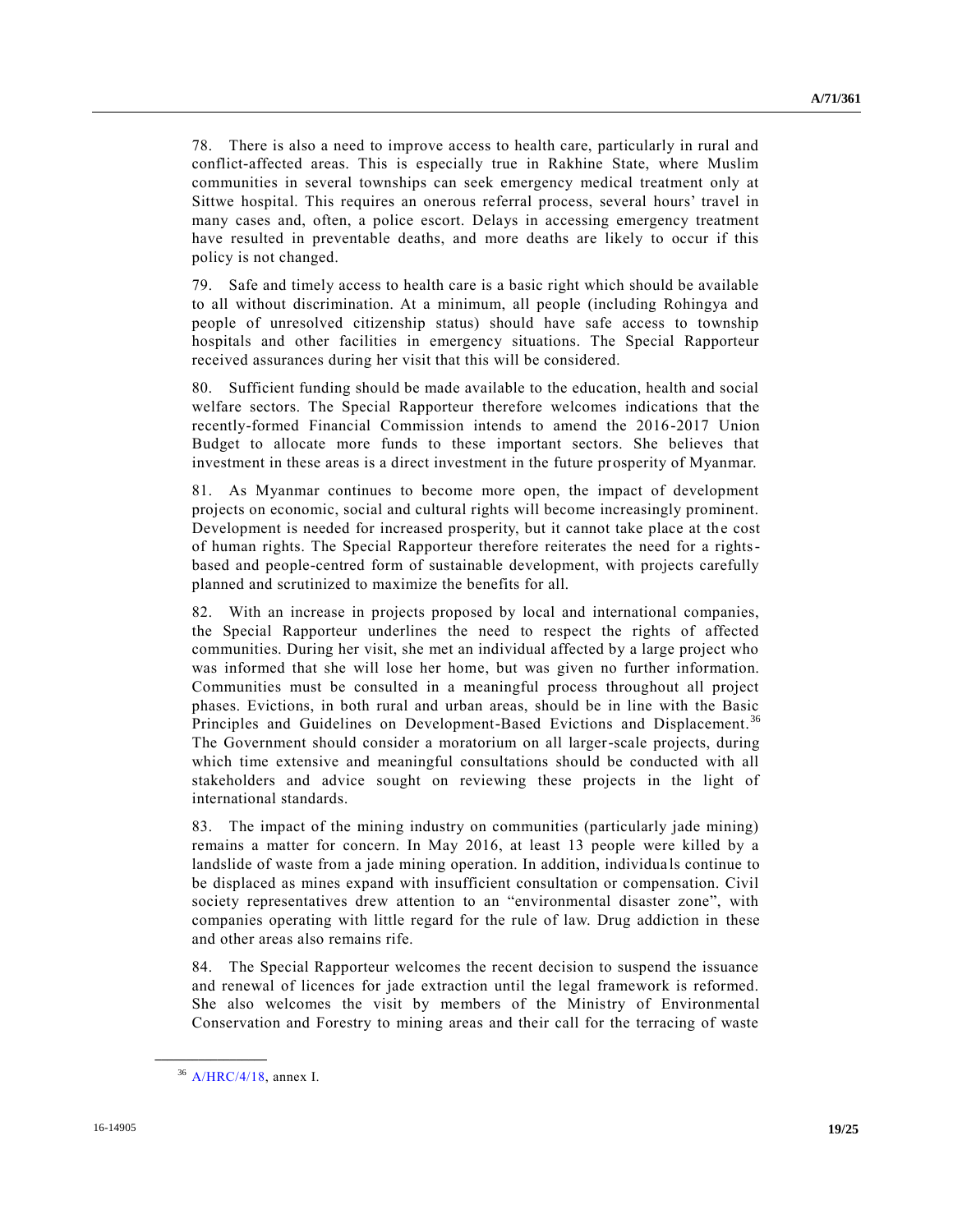78. There is also a need to improve access to health care, particularly in rural and conflict-affected areas. This is especially true in Rakhine State, where Muslim communities in several townships can seek emergency medical treatment only at Sittwe hospital. This requires an onerous referral process, several hours' travel in many cases and, often, a police escort. Delays in accessing emergency treatment have resulted in preventable deaths, and more deaths are likely to occur if this policy is not changed.

79. Safe and timely access to health care is a basic right which should be available to all without discrimination. At a minimum, all people (including Rohingya and people of unresolved citizenship status) should have safe access to township hospitals and other facilities in emergency situations. The Special Rapporteur received assurances during her visit that this will be considered.

80. Sufficient funding should be made available to the education, health and social welfare sectors. The Special Rapporteur therefore welcomes indications that the recently-formed Financial Commission intends to amend the 2016-2017 Union Budget to allocate more funds to these important sectors. She believes that investment in these areas is a direct investment in the future prosperity of Myanmar.

81. As Myanmar continues to become more open, the impact of development projects on economic, social and cultural rights will become increasingly prominent. Development is needed for increased prosperity, but it cannot take place at the cost of human rights. The Special Rapporteur therefore reiterates the need for a rights-based and people-centred form of sustainable development, with projects carefully planned and scrutinized to maximize the benefits for all.

82. With an increase in projects proposed by local and international companies, the Special Rapporteur underlines the need to respect the rights of affected communities. During her visit, she met an individual affected by a large project who was informed that she will lose her home, but was given no further information. Communities must be consulted in a meaningful process throughout all project phases. Evictions, in both rural and urban areas, should be in line with the Basic Principles and Guidelines on Development-Based Evictions and Displacement.[36] The Government should consider a moratorium on all larger-scale projects, during which time extensive and meaningful consultations should be conducted with all stakeholders and advice sought on reviewing these projects in the light of international standards.

83. The impact of the mining industry on communities (particularly jade mining) remains a matter for concern. In May 2016, at least 13 people were killed by a landslide of waste from a jade mining operation. In addition, individuals continue to be displaced as mines expand with insufficient consultation or compensation. Civil society representatives drew attention to an "environmental disaster zone", with companies operating with little regard for the rule of law. Drug addiction in these and other areas also remains rife.

84. The Special Rapporteur welcomes the recent decision to suspend the issuance and renewal of licences for jade extraction until the legal framework is reformed. She also welcomes the visit by members of the Ministry of Environmental Conservation and Forestry to mining areas and their call for the terracing of waste

---

[36] A/HRC/4/18, annex I.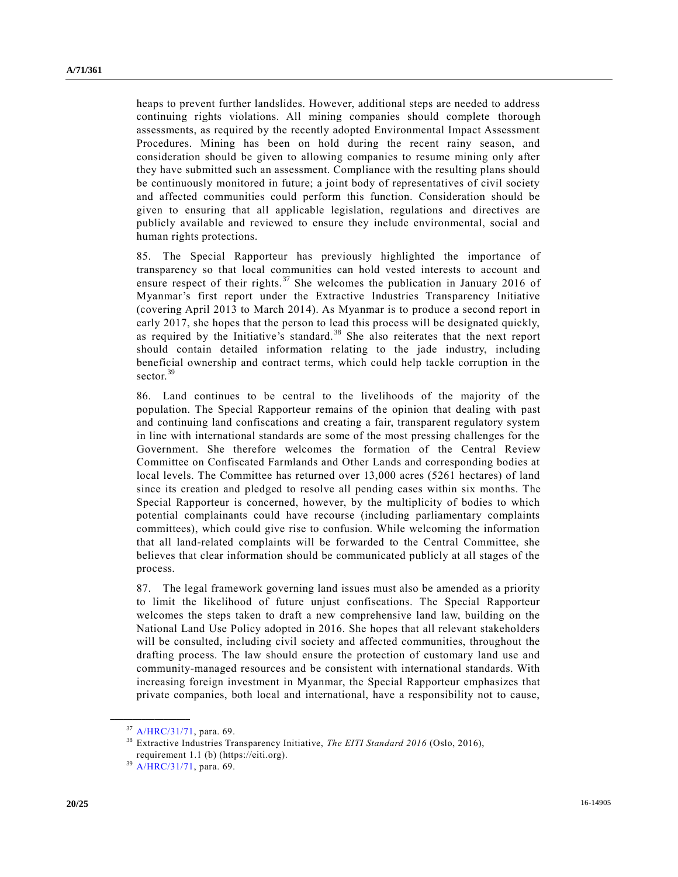heaps to prevent further landslides. However, additional steps are needed to address continuing rights violations. All mining companies should complete thorough assessments, as required by the recently adopted Environmental Impact Assessment Procedures. Mining has been on hold during the recent rainy season, and consideration should be given to allowing companies to resume mining only after they have submitted such an assessment. Compliance with the resulting plans should be continuously monitored in future; a joint body of representatives of civil society and affected communities could perform this function. Consideration should be given to ensuring that all applicable legislation, regulations and directives are publicly available and reviewed to ensure they include environmental, social and human rights protections.

85. The Special Rapporteur has previously highlighted the importance of transparency so that local communities can hold vested interests to account and ensure respect of their rights.[37] She welcomes the publication in January 2016 of Myanmar's first report under the Extractive Industries Transparency Initiative (covering April 2013 to March 2014). As Myanmar is to produce a second report in early 2017, she hopes that the person to lead this process will be designated quickly, as required by the Initiative's standard.[38] She also reiterates that the next report should contain detailed information relating to the jade industry, including beneficial ownership and contract terms, which could help tackle corruption in the sector.[39]

86. Land continues to be central to the livelihoods of the majority of the population. The Special Rapporteur remains of the opinion that dealing with past and continuing land confiscations and creating a fair, transparent regulatory system in line with international standards are some of the most pressing challenges for the Government. She therefore welcomes the formation of the Central Review Committee on Confiscated Farmlands and Other Lands and corresponding bodies at local levels. The Committee has returned over 13,000 acres (5261 hectares) of land since its creation and pledged to resolve all pending cases within six months. The Special Rapporteur is concerned, however, by the multiplicity of bodies to which potential complainants could have recourse (including parliamentary complaints committees), which could give rise to confusion. While welcoming the information that all land-related complaints will be forwarded to the Central Committee, she believes that clear information should be communicated publicly at all stages of the process.

87. The legal framework governing land issues must also be amended as a priority to limit the likelihood of future unjust confiscations. The Special Rapporteur welcomes the steps taken to draft a new comprehensive land law, building on the National Land Use Policy adopted in 2016. She hopes that all relevant stakeholders will be consulted, including civil society and affected communities, throughout the drafting process. The law should ensure the protection of customary land use and community-managed resources and be consistent with international standards. With increasing foreign investment in Myanmar, the Special Rapporteur emphasizes that private companies, both local and international, have a responsibility not to cause,

---

[37] A/HRC/31/71, para. 69.

[38] Extractive Industries Transparency Initiative, *The EITI Standard 2016* (Oslo, 2016), requirement 1.1 (b) (https://eiti.org).

[39] A/HRC/31/71, para. 69.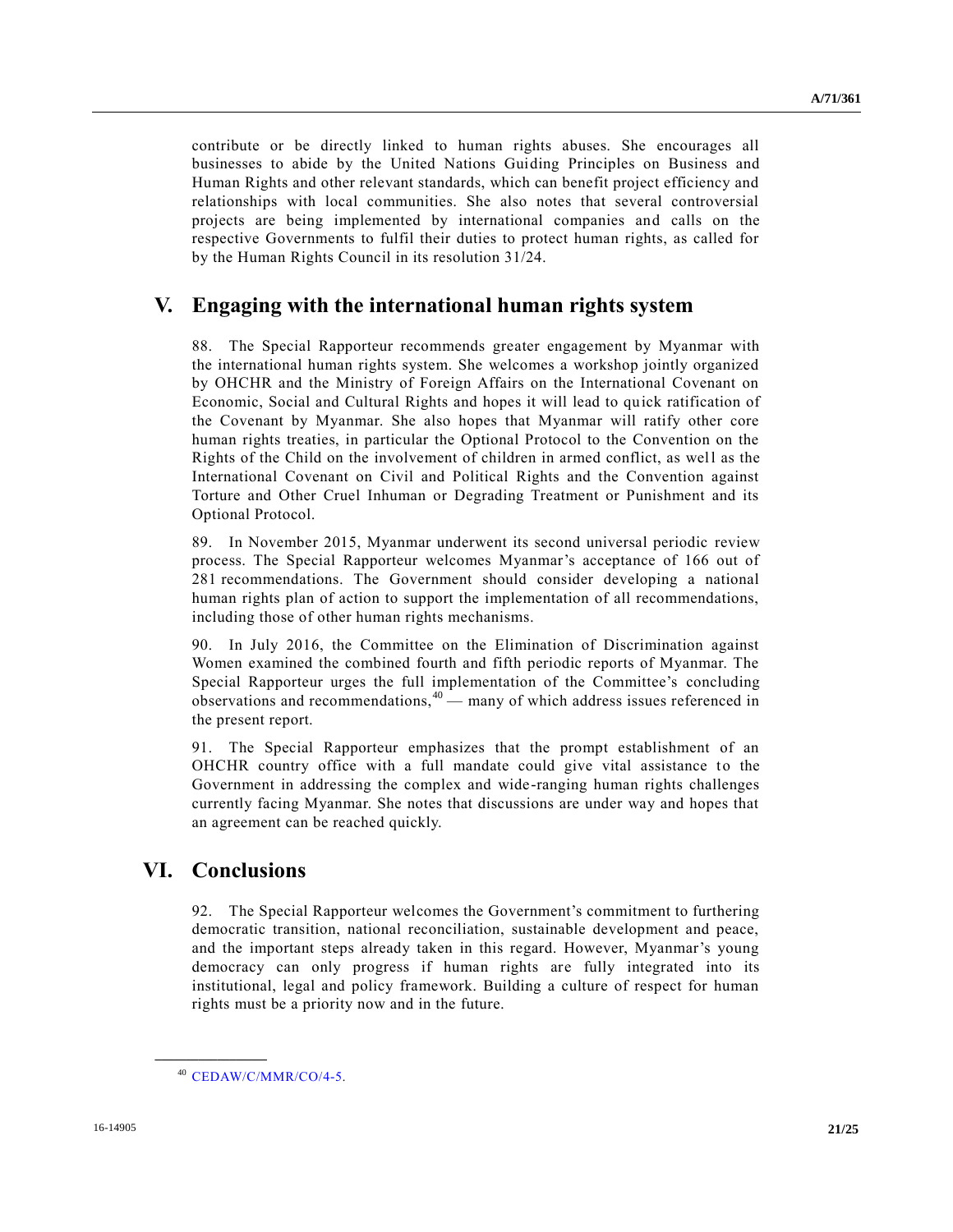contribute or be directly linked to human rights abuses. She encourages all businesses to abide by the United Nations Guiding Principles on Business and Human Rights and other relevant standards, which can benefit project efficiency and relationships with local communities. She also notes that several controversial projects are being implemented by international companies and calls on the respective Governments to fulfil their duties to protect human rights, as called for by the Human Rights Council in its resolution 31/24.

## V. Engaging with the international human rights system

88. The Special Rapporteur recommends greater engagement by Myanmar with the international human rights system. She welcomes a workshop jointly organized by OHCHR and the Ministry of Foreign Affairs on the International Covenant on Economic, Social and Cultural Rights and hopes it will lead to quick ratification of the Covenant by Myanmar. She also hopes that Myanmar will ratify other core human rights treaties, in particular the Optional Protocol to the Convention on the Rights of the Child on the involvement of children in armed conflict, as well as the International Covenant on Civil and Political Rights and the Convention against Torture and Other Cruel Inhuman or Degrading Treatment or Punishment and its Optional Protocol.

89. In November 2015, Myanmar underwent its second universal periodic review process. The Special Rapporteur welcomes Myanmar's acceptance of 166 out of 281 recommendations. The Government should consider developing a national human rights plan of action to support the implementation of all recommendations, including those of other human rights mechanisms.

90. In July 2016, the Committee on the Elimination of Discrimination against Women examined the combined fourth and fifth periodic reports of Myanmar. The Special Rapporteur urges the full implementation of the Committee's concluding observations and recommendations,[40] — many of which address issues referenced in the present report.

91. The Special Rapporteur emphasizes that the prompt establishment of an OHCHR country office with a full mandate could give vital assistance to the Government in addressing the complex and wide-ranging human rights challenges currently facing Myanmar. She notes that discussions are under way and hopes that an agreement can be reached quickly.

## VI. Conclusions

92. The Special Rapporteur welcomes the Government's commitment to furthering democratic transition, national reconciliation, sustainable development and peace, and the important steps already taken in this regard. However, Myanmar's young democracy can only progress if human rights are fully integrated into its institutional, legal and policy framework. Building a culture of respect for human rights must be a priority now and in the future.

[40] CEDAW/C/MMR/CO/4-5.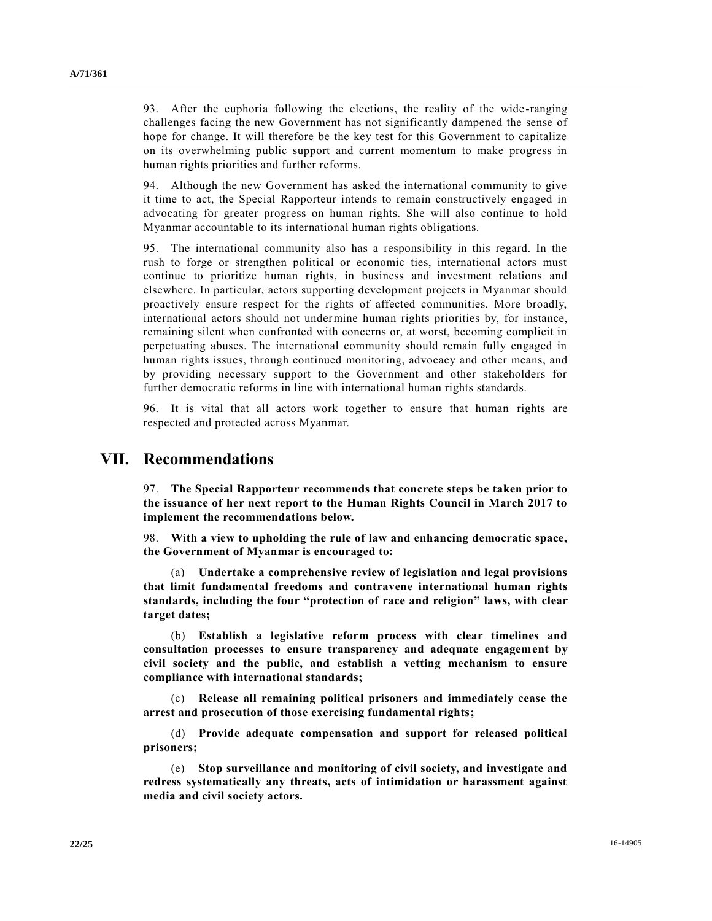93. After the euphoria following the elections, the reality of the wide-ranging challenges facing the new Government has not significantly dampened the sense of hope for change. It will therefore be the key test for this Government to capitalize on its overwhelming public support and current momentum to make progress in human rights priorities and further reforms.

94. Although the new Government has asked the international community to give it time to act, the Special Rapporteur intends to remain constructively engaged in advocating for greater progress on human rights. She will also continue to hold Myanmar accountable to its international human rights obligations.

95. The international community also has a responsibility in this regard. In the rush to forge or strengthen political or economic ties, international actors must continue to prioritize human rights, in business and investment relations and elsewhere. In particular, actors supporting development projects in Myanmar should proactively ensure respect for the rights of affected communities. More broadly, international actors should not undermine human rights priorities by, for instance, remaining silent when confronted with concerns or, at worst, becoming complicit in perpetuating abuses. The international community should remain fully engaged in human rights issues, through continued monitoring, advocacy and other means, and by providing necessary support to the Government and other stakeholders for further democratic reforms in line with international human rights standards.

96. It is vital that all actors work together to ensure that human rights are respected and protected across Myanmar.

# VII. Recommendations

97. **The Special Rapporteur recommends that concrete steps be taken prior to the issuance of her next report to the Human Rights Council in March 2017 to implement the recommendations below.**

98. **With a view to upholding the rule of law and enhancing democratic space, the Government of Myanmar is encouraged to:**

(a) **Undertake a comprehensive review of legislation and legal provisions that limit fundamental freedoms and contravene international human rights standards, including the four "protection of race and religion" laws, with clear target dates;**

(b) **Establish a legislative reform process with clear timelines and consultation processes to ensure transparency and adequate engagement by civil society and the public, and establish a vetting mechanism to ensure compliance with international standards;**

(c) **Release all remaining political prisoners and immediately cease the arrest and prosecution of those exercising fundamental rights;**

(d) **Provide adequate compensation and support for released political prisoners;**

(e) **Stop surveillance and monitoring of civil society, and investigate and redress systematically any threats, acts of intimidation or harassment against media and civil society actors.**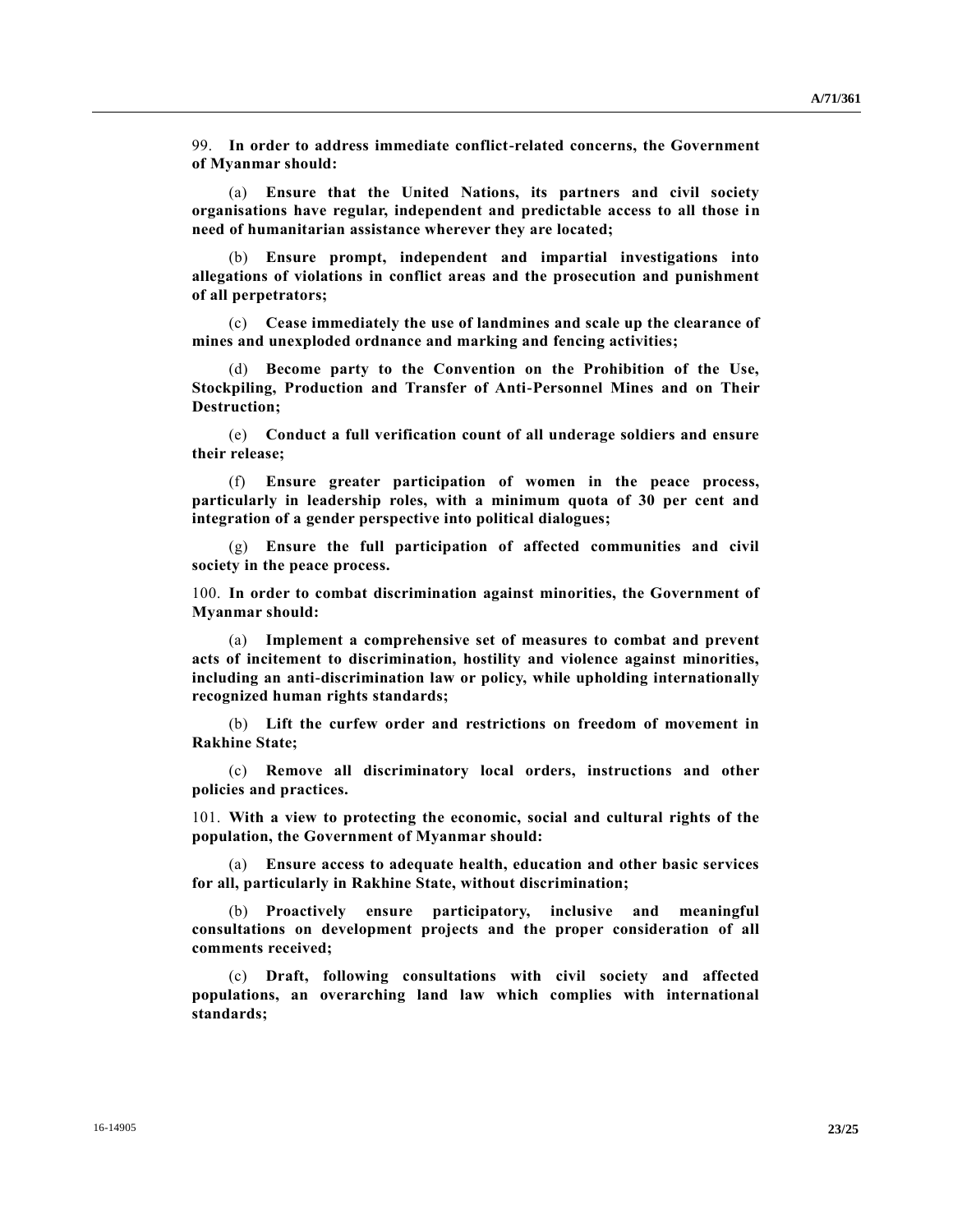99. **In order to address immediate conflict-related concerns, the Government of Myanmar should:**

(a) **Ensure that the United Nations, its partners and civil society organisations have regular, independent and predictable access to all those in need of humanitarian assistance wherever they are located;**

(b) **Ensure prompt, independent and impartial investigations into allegations of violations in conflict areas and the prosecution and punishment of all perpetrators;**

(c) **Cease immediately the use of landmines and scale up the clearance of mines and unexploded ordnance and marking and fencing activities;**

(d) **Become party to the Convention on the Prohibition of the Use, Stockpiling, Production and Transfer of Anti-Personnel Mines and on Their Destruction;**

(e) **Conduct a full verification count of all underage soldiers and ensure their release;**

(f) **Ensure greater participation of women in the peace process, particularly in leadership roles, with a minimum quota of 30 per cent and integration of a gender perspective into political dialogues;**

(g) **Ensure the full participation of affected communities and civil society in the peace process.**

100. **In order to combat discrimination against minorities, the Government of Myanmar should:**

(a) **Implement a comprehensive set of measures to combat and prevent acts of incitement to discrimination, hostility and violence against minorities, including an anti-discrimination law or policy, while upholding internationally recognized human rights standards;**

(b) **Lift the curfew order and restrictions on freedom of movement in Rakhine State;**

(c) **Remove all discriminatory local orders, instructions and other policies and practices.**

101. **With a view to protecting the economic, social and cultural rights of the population, the Government of Myanmar should:**

(a) **Ensure access to adequate health, education and other basic services for all, particularly in Rakhine State, without discrimination;**

(b) **Proactively ensure participatory, inclusive and meaningful consultations on development projects and the proper consideration of all comments received;**

(c) **Draft, following consultations with civil society and affected populations, an overarching land law which complies with international standards;**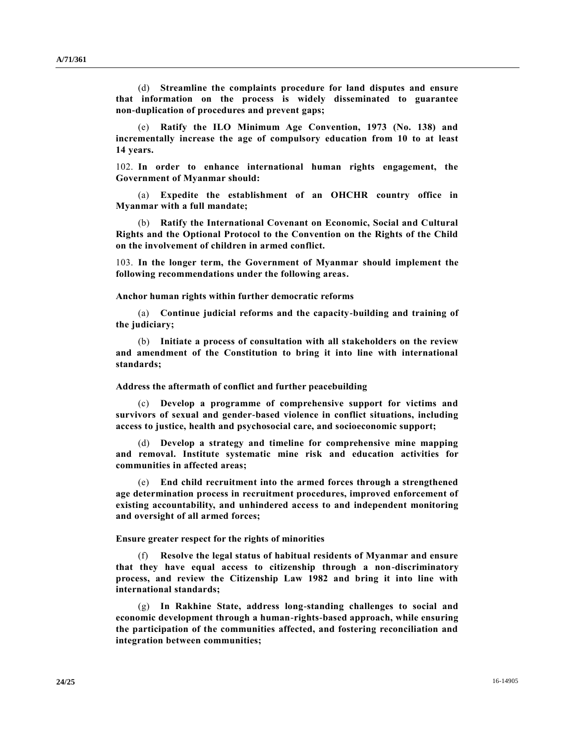(d) **Streamline the complaints procedure for land disputes and ensure that information on the process is widely disseminated to guarantee non-duplication of procedures and prevent gaps;**

(e) **Ratify the ILO Minimum Age Convention, 1973 (No. 138) and incrementally increase the age of compulsory education from 10 to at least 14 years.**

102. **In order to enhance international human rights engagement, the Government of Myanmar should:**

(a) **Expedite the establishment of an OHCHR country office in Myanmar with a full mandate;**

(b) **Ratify the International Covenant on Economic, Social and Cultural Rights and the Optional Protocol to the Convention on the Rights of the Child on the involvement of children in armed conflict.**

103. **In the longer term, the Government of Myanmar should implement the following recommendations under the following areas.**

**Anchor human rights within further democratic reforms**

(a) **Continue judicial reforms and the capacity-building and training of the judiciary;**

(b) **Initiate a process of consultation with all stakeholders on the review and amendment of the Constitution to bring it into line with international standards;**

**Address the aftermath of conflict and further peacebuilding**

(c) **Develop a programme of comprehensive support for victims and survivors of sexual and gender-based violence in conflict situations, including access to justice, health and psychosocial care, and socioeconomic support;**

(d) **Develop a strategy and timeline for comprehensive mine mapping and removal. Institute systematic mine risk and education activities for communities in affected areas;**

(e) **End child recruitment into the armed forces through a strengthened age determination process in recruitment procedures, improved enforcement of existing accountability, and unhindered access to and independent monitoring and oversight of all armed forces;**

**Ensure greater respect for the rights of minorities**

(f) **Resolve the legal status of habitual residents of Myanmar and ensure that they have equal access to citizenship through a non-discriminatory process, and review the Citizenship Law 1982 and bring it into line with international standards;**

(g) **In Rakhine State, address long-standing challenges to social and economic development through a human-rights-based approach, while ensuring the participation of the communities affected, and fostering reconciliation and integration between communities;**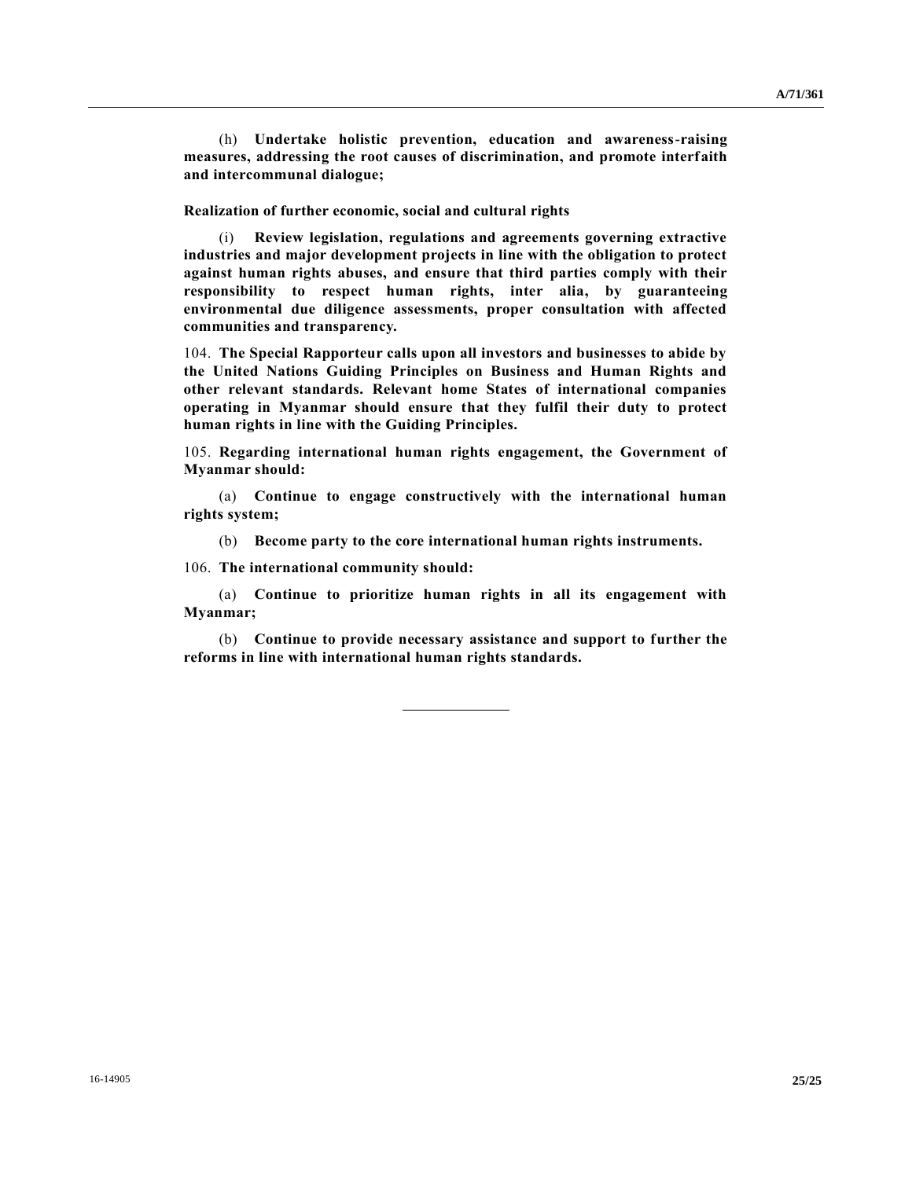(h) **Undertake holistic prevention, education and awareness-raising measures, addressing the root causes of discrimination, and promote interfaith and intercommunal dialogue;**

**Realization of further economic, social and cultural rights**

(i) **Review legislation, regulations and agreements governing extractive industries and major development projects in line with the obligation to protect against human rights abuses, and ensure that third parties comply with their responsibility to respect human rights, inter alia, by guaranteeing environmental due diligence assessments, proper consultation with affected communities and transparency.**

104. **The Special Rapporteur calls upon all investors and businesses to abide by the United Nations Guiding Principles on Business and Human Rights and other relevant standards. Relevant home States of international companies operating in Myanmar should ensure that they fulfil their duty to protect human rights in line with the Guiding Principles.**

105. **Regarding international human rights engagement, the Government of Myanmar should:**

(a) **Continue to engage constructively with the international human rights system;**

(b) **Become party to the core international human rights instruments.**

106. **The international community should:**

(a) **Continue to prioritize human rights in all its engagement with Myanmar;**

(b) **Continue to provide necessary assistance and support to further the reforms in line with international human rights standards.**